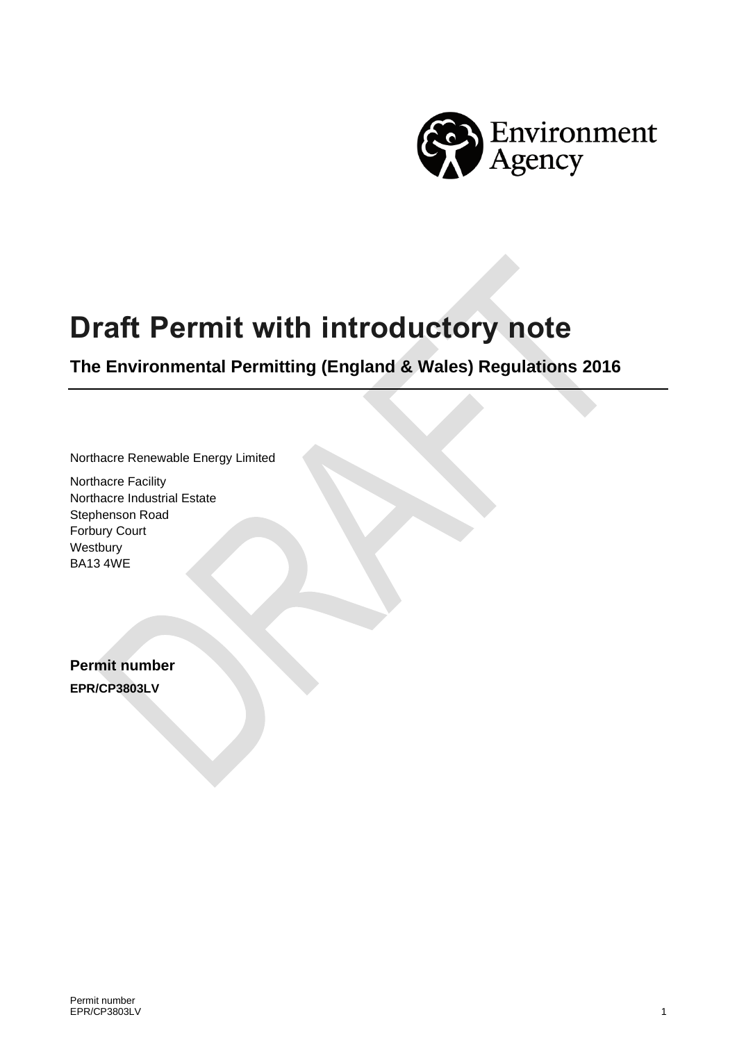# Draft Permit with introductory note

## The Environmental Permitting (England & Wales) Regulations 2016

Northacre Renewable Energy Limited

Northacre Facility
Northacre Industrial Estate
Stephenson Road
Forbury Court
Westbury
BA13 4WE

### Permit number

**EPR/CP3803LV**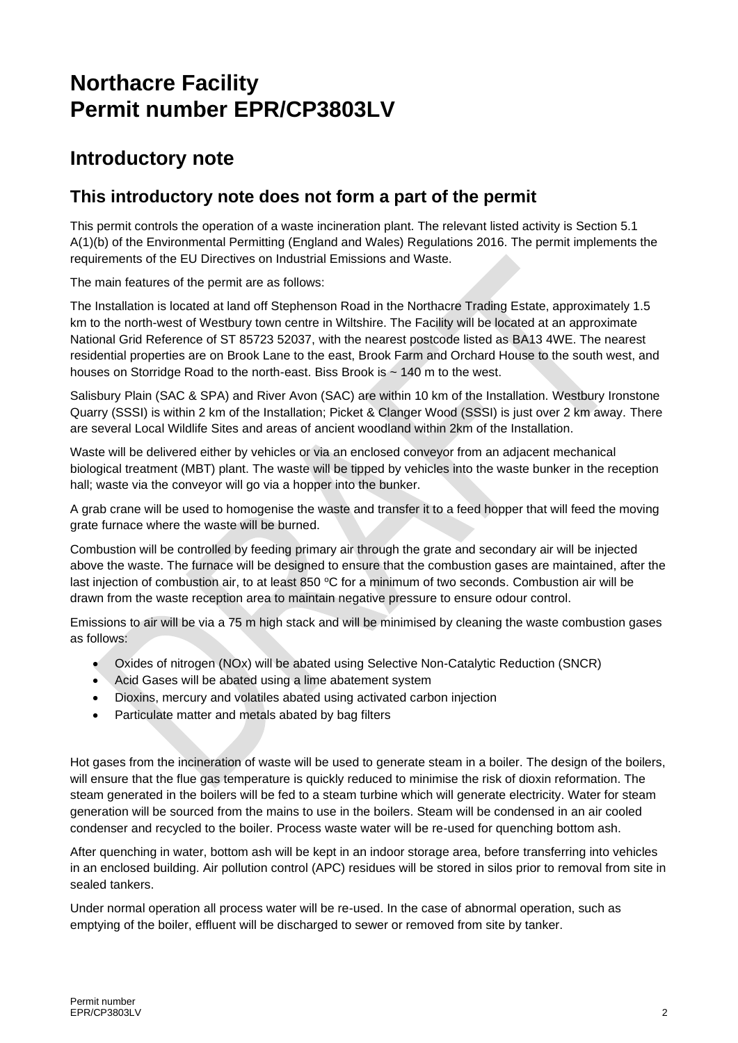# Northacre Facility
# Permit number EPR/CP3803LV

## Introductory note

### This introductory note does not form a part of the permit

This permit controls the operation of a waste incineration plant. The relevant listed activity is Section 5.1 A(1)(b) of the Environmental Permitting (England and Wales) Regulations 2016. The permit implements the requirements of the EU Directives on Industrial Emissions and Waste.

The main features of the permit are as follows:

The Installation is located at land off Stephenson Road in the Northacre Trading Estate, approximately 1.5 km to the north-west of Westbury town centre in Wiltshire. The Facility will be located at an approximate National Grid Reference of ST 85723 52037, with the nearest postcode listed as BA13 4WE. The nearest residential properties are on Brook Lane to the east, Brook Farm and Orchard House to the south west, and houses on Storridge Road to the north-east. Biss Brook is ~ 140 m to the west.

Salisbury Plain (SAC & SPA) and River Avon (SAC) are within 10 km of the Installation. Westbury Ironstone Quarry (SSSI) is within 2 km of the Installation; Picket & Clanger Wood (SSSI) is just over 2 km away. There are several Local Wildlife Sites and areas of ancient woodland within 2km of the Installation.

Waste will be delivered either by vehicles or via an enclosed conveyor from an adjacent mechanical biological treatment (MBT) plant. The waste will be tipped by vehicles into the waste bunker in the reception hall; waste via the conveyor will go via a hopper into the bunker.

A grab crane will be used to homogenise the waste and transfer it to a feed hopper that will feed the moving grate furnace where the waste will be burned.

Combustion will be controlled by feeding primary air through the grate and secondary air will be injected above the waste. The furnace will be designed to ensure that the combustion gases are maintained, after the last injection of combustion air, to at least 850 ºC for a minimum of two seconds. Combustion air will be drawn from the waste reception area to maintain negative pressure to ensure odour control.

Emissions to air will be via a 75 m high stack and will be minimised by cleaning the waste combustion gases as follows:

- Oxides of nitrogen (NOx) will be abated using Selective Non-Catalytic Reduction (SNCR)
- Acid Gases will be abated using a lime abatement system
- Dioxins, mercury and volatiles abated using activated carbon injection
- Particulate matter and metals abated by bag filters

Hot gases from the incineration of waste will be used to generate steam in a boiler. The design of the boilers, will ensure that the flue gas temperature is quickly reduced to minimise the risk of dioxin reformation. The steam generated in the boilers will be fed to a steam turbine which will generate electricity. Water for steam generation will be sourced from the mains to use in the boilers. Steam will be condensed in an air cooled condenser and recycled to the boiler. Process waste water will be re-used for quenching bottom ash.

After quenching in water, bottom ash will be kept in an indoor storage area, before transferring into vehicles in an enclosed building. Air pollution control (APC) residues will be stored in silos prior to removal from site in sealed tankers.

Under normal operation all process water will be re-used. In the case of abnormal operation, such as emptying of the boiler, effluent will be discharged to sewer or removed from site by tanker.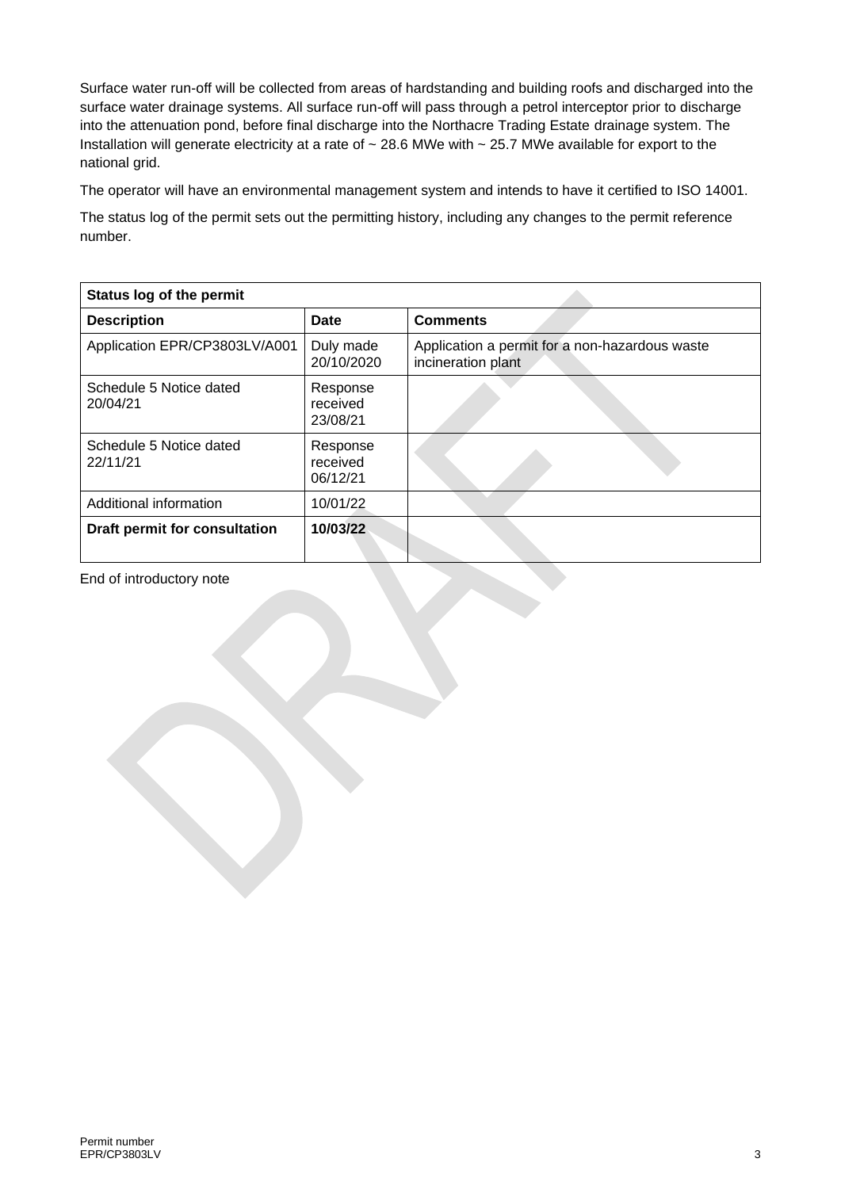Surface water run-off will be collected from areas of hardstanding and building roofs and discharged into the surface water drainage systems. All surface run-off will pass through a petrol interceptor prior to discharge into the attenuation pond, before final discharge into the Northacre Trading Estate drainage system. The Installation will generate electricity at a rate of ~ 28.6 MWe with ~ 25.7 MWe available for export to the national grid.

The operator will have an environmental management system and intends to have it certified to ISO 14001.

The status log of the permit sets out the permitting history, including any changes to the permit reference number.

| **Status log of the permit** | | |
|---|---|---|
| **Description** | **Date** | **Comments** |
| Application EPR/CP3803LV/A001 | Duly made 20/10/2020 | Application a permit for a non-hazardous waste incineration plant |
| Schedule 5 Notice dated 20/04/21 | Response received 23/08/21 | |
| Schedule 5 Notice dated 22/11/21 | Response received 06/12/21 | |
| Additional information | 10/01/22 | |
| **Draft permit for consultation** | **10/03/22** | |

End of introductory note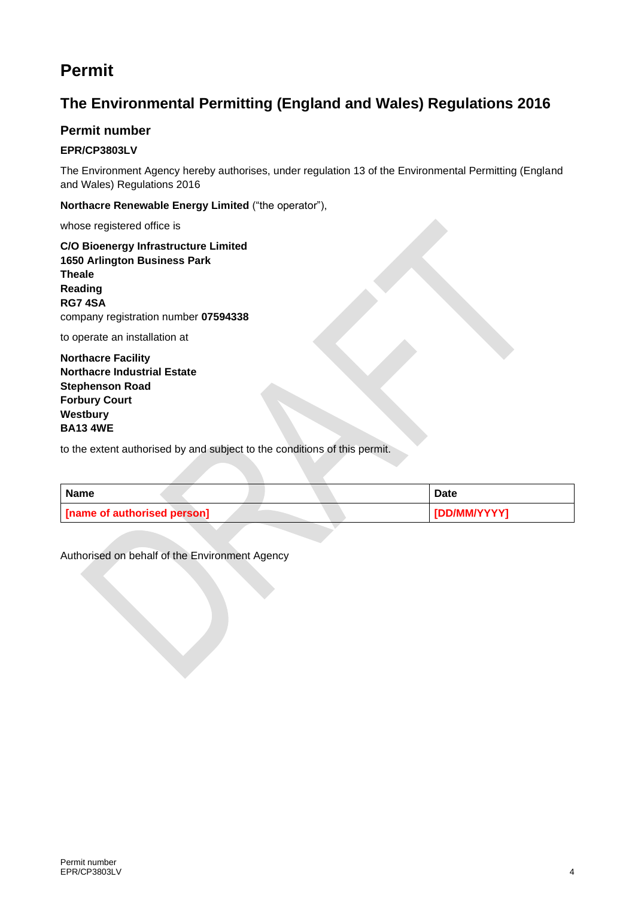# Permit

## The Environmental Permitting (England and Wales) Regulations 2016

### Permit number

**EPR/CP3803LV**

The Environment Agency hereby authorises, under regulation 13 of the Environmental Permitting (England and Wales) Regulations 2016

**Northacre Renewable Energy Limited** ("the operator"),

whose registered office is

**C/O Bioenergy Infrastructure Limited**
**1650 Arlington Business Park**
**Theale**
**Reading**
**RG7 4SA**
company registration number **07594338**

to operate an installation at

**Northacre Facility**
**Northacre Industrial Estate**
**Stephenson Road**
**Forbury Court**
**Westbury**
**BA13 4WE**

to the extent authorised by and subject to the conditions of this permit.

| Name | Date |
|---|---|
| **[name of authorised person]** | **[DD/MM/YYYY]** |

Authorised on behalf of the Environment Agency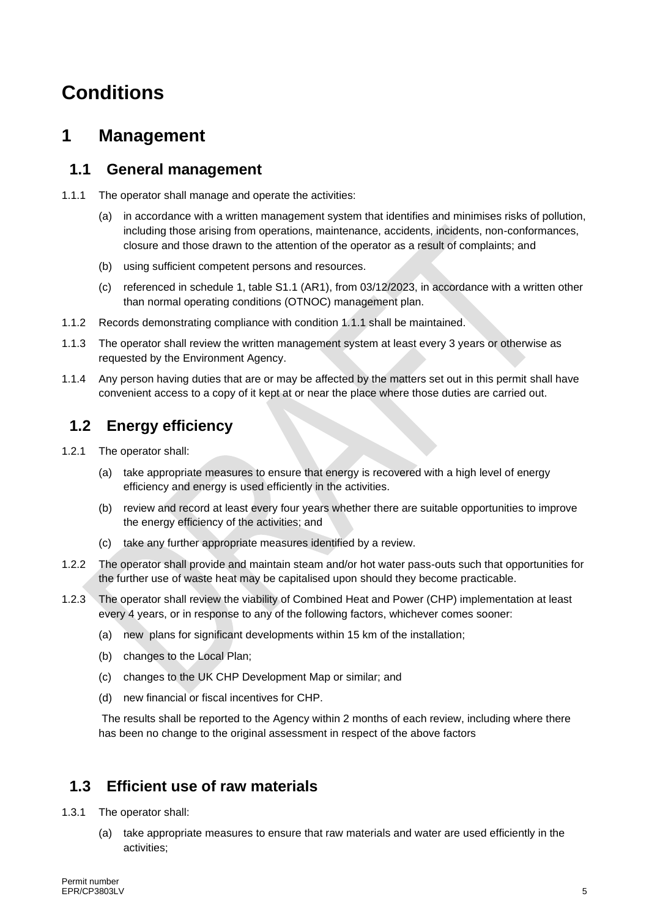# Conditions

## 1 Management

### 1.1 General management

1.1.1 The operator shall manage and operate the activities:

(a) in accordance with a written management system that identifies and minimises risks of pollution, including those arising from operations, maintenance, accidents, incidents, non-conformances, closure and those drawn to the attention of the operator as a result of complaints; and

(b) using sufficient competent persons and resources.

(c) referenced in schedule 1, table S1.1 (AR1), from 03/12/2023, in accordance with a written other than normal operating conditions (OTNOC) management plan.

1.1.2 Records demonstrating compliance with condition 1.1.1 shall be maintained.

1.1.3 The operator shall review the written management system at least every 3 years or otherwise as requested by the Environment Agency.

1.1.4 Any person having duties that are or may be affected by the matters set out in this permit shall have convenient access to a copy of it kept at or near the place where those duties are carried out.

### 1.2 Energy efficiency

1.2.1 The operator shall:

(a) take appropriate measures to ensure that energy is recovered with a high level of energy efficiency and energy is used efficiently in the activities.

(b) review and record at least every four years whether there are suitable opportunities to improve the energy efficiency of the activities; and

(c) take any further appropriate measures identified by a review.

1.2.2 The operator shall provide and maintain steam and/or hot water pass-outs such that opportunities for the further use of waste heat may be capitalised upon should they become practicable.

1.2.3 The operator shall review the viability of Combined Heat and Power (CHP) implementation at least every 4 years, or in response to any of the following factors, whichever comes sooner:

(a) new plans for significant developments within 15 km of the installation;

(b) changes to the Local Plan;

(c) changes to the UK CHP Development Map or similar; and

(d) new financial or fiscal incentives for CHP.

The results shall be reported to the Agency within 2 months of each review, including where there has been no change to the original assessment in respect of the above factors

### 1.3 Efficient use of raw materials

1.3.1 The operator shall:

(a) take appropriate measures to ensure that raw materials and water are used efficiently in the activities;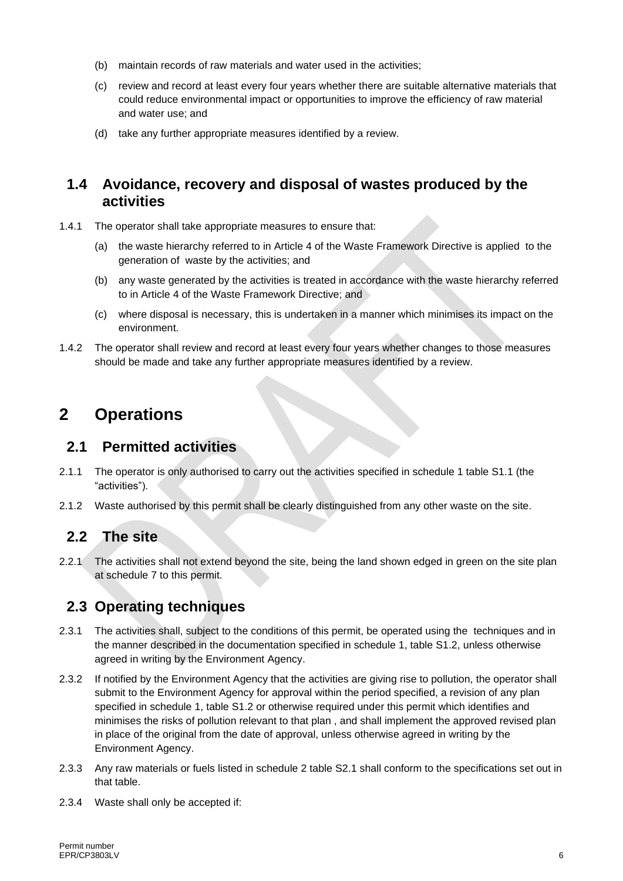(b) maintain records of raw materials and water used in the activities;

(c) review and record at least every four years whether there are suitable alternative materials that could reduce environmental impact or opportunities to improve the efficiency of raw material and water use; and

(d) take any further appropriate measures identified by a review.

## 1.4 Avoidance, recovery and disposal of wastes produced by the activities

1.4.1 The operator shall take appropriate measures to ensure that:

(a) the waste hierarchy referred to in Article 4 of the Waste Framework Directive is applied to the generation of waste by the activities; and

(b) any waste generated by the activities is treated in accordance with the waste hierarchy referred to in Article 4 of the Waste Framework Directive; and

(c) where disposal is necessary, this is undertaken in a manner which minimises its impact on the environment.

1.4.2 The operator shall review and record at least every four years whether changes to those measures should be made and take any further appropriate measures identified by a review.

# 2 Operations

## 2.1 Permitted activities

2.1.1 The operator is only authorised to carry out the activities specified in schedule 1 table S1.1 (the "activities").

2.1.2 Waste authorised by this permit shall be clearly distinguished from any other waste on the site.

## 2.2 The site

2.2.1 The activities shall not extend beyond the site, being the land shown edged in green on the site plan at schedule 7 to this permit.

## 2.3 Operating techniques

2.3.1 The activities shall, subject to the conditions of this permit, be operated using the techniques and in the manner described in the documentation specified in schedule 1, table S1.2, unless otherwise agreed in writing by the Environment Agency.

2.3.2 If notified by the Environment Agency that the activities are giving rise to pollution, the operator shall submit to the Environment Agency for approval within the period specified, a revision of any plan specified in schedule 1, table S1.2 or otherwise required under this permit which identifies and minimises the risks of pollution relevant to that plan , and shall implement the approved revised plan in place of the original from the date of approval, unless otherwise agreed in writing by the Environment Agency.

2.3.3 Any raw materials or fuels listed in schedule 2 table S2.1 shall conform to the specifications set out in that table.

2.3.4 Waste shall only be accepted if: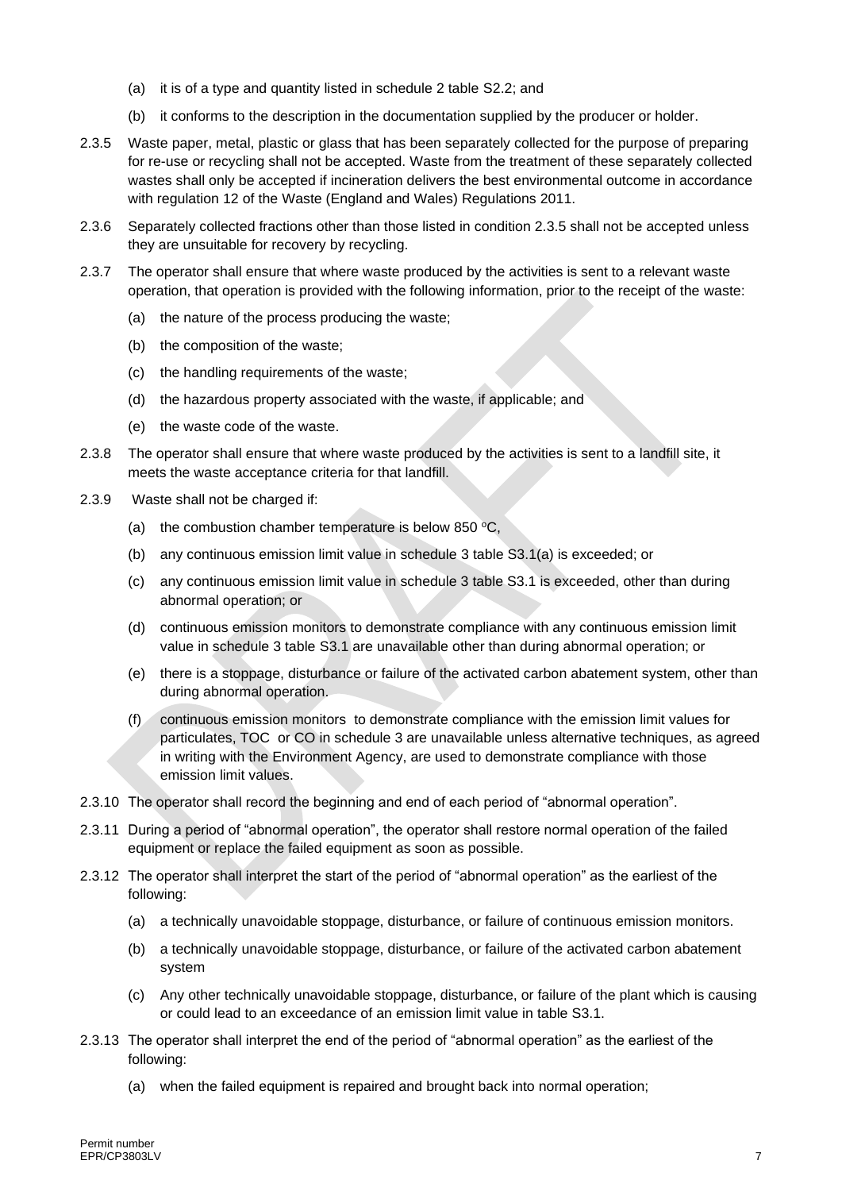(a) it is of a type and quantity listed in schedule 2 table S2.2; and

(b) it conforms to the description in the documentation supplied by the producer or holder.

2.3.5 Waste paper, metal, plastic or glass that has been separately collected for the purpose of preparing for re-use or recycling shall not be accepted. Waste from the treatment of these separately collected wastes shall only be accepted if incineration delivers the best environmental outcome in accordance with regulation 12 of the Waste (England and Wales) Regulations 2011.

2.3.6 Separately collected fractions other than those listed in condition 2.3.5 shall not be accepted unless they are unsuitable for recovery by recycling.

2.3.7 The operator shall ensure that where waste produced by the activities is sent to a relevant waste operation, that operation is provided with the following information, prior to the receipt of the waste:

(a) the nature of the process producing the waste;

(b) the composition of the waste;

(c) the handling requirements of the waste;

(d) the hazardous property associated with the waste, if applicable; and

(e) the waste code of the waste.

2.3.8 The operator shall ensure that where waste produced by the activities is sent to a landfill site, it meets the waste acceptance criteria for that landfill.

2.3.9 Waste shall not be charged if:

(a) the combustion chamber temperature is below 850 $^{o}$C,

(b) any continuous emission limit value in schedule 3 table S3.1(a) is exceeded; or

(c) any continuous emission limit value in schedule 3 table S3.1 is exceeded, other than during abnormal operation; or

(d) continuous emission monitors to demonstrate compliance with any continuous emission limit value in schedule 3 table S3.1 are unavailable other than during abnormal operation; or

(e) there is a stoppage, disturbance or failure of the activated carbon abatement system, other than during abnormal operation.

(f) continuous emission monitors to demonstrate compliance with the emission limit values for particulates, TOC or CO in schedule 3 are unavailable unless alternative techniques, as agreed in writing with the Environment Agency, are used to demonstrate compliance with those emission limit values.

2.3.10 The operator shall record the beginning and end of each period of "abnormal operation".

2.3.11 During a period of "abnormal operation", the operator shall restore normal operation of the failed equipment or replace the failed equipment as soon as possible.

2.3.12 The operator shall interpret the start of the period of "abnormal operation" as the earliest of the following:

(a) a technically unavoidable stoppage, disturbance, or failure of continuous emission monitors.

(b) a technically unavoidable stoppage, disturbance, or failure of the activated carbon abatement system

(c) Any other technically unavoidable stoppage, disturbance, or failure of the plant which is causing or could lead to an exceedance of an emission limit value in table S3.1.

2.3.13 The operator shall interpret the end of the period of "abnormal operation" as the earliest of the following:

(a) when the failed equipment is repaired and brought back into normal operation;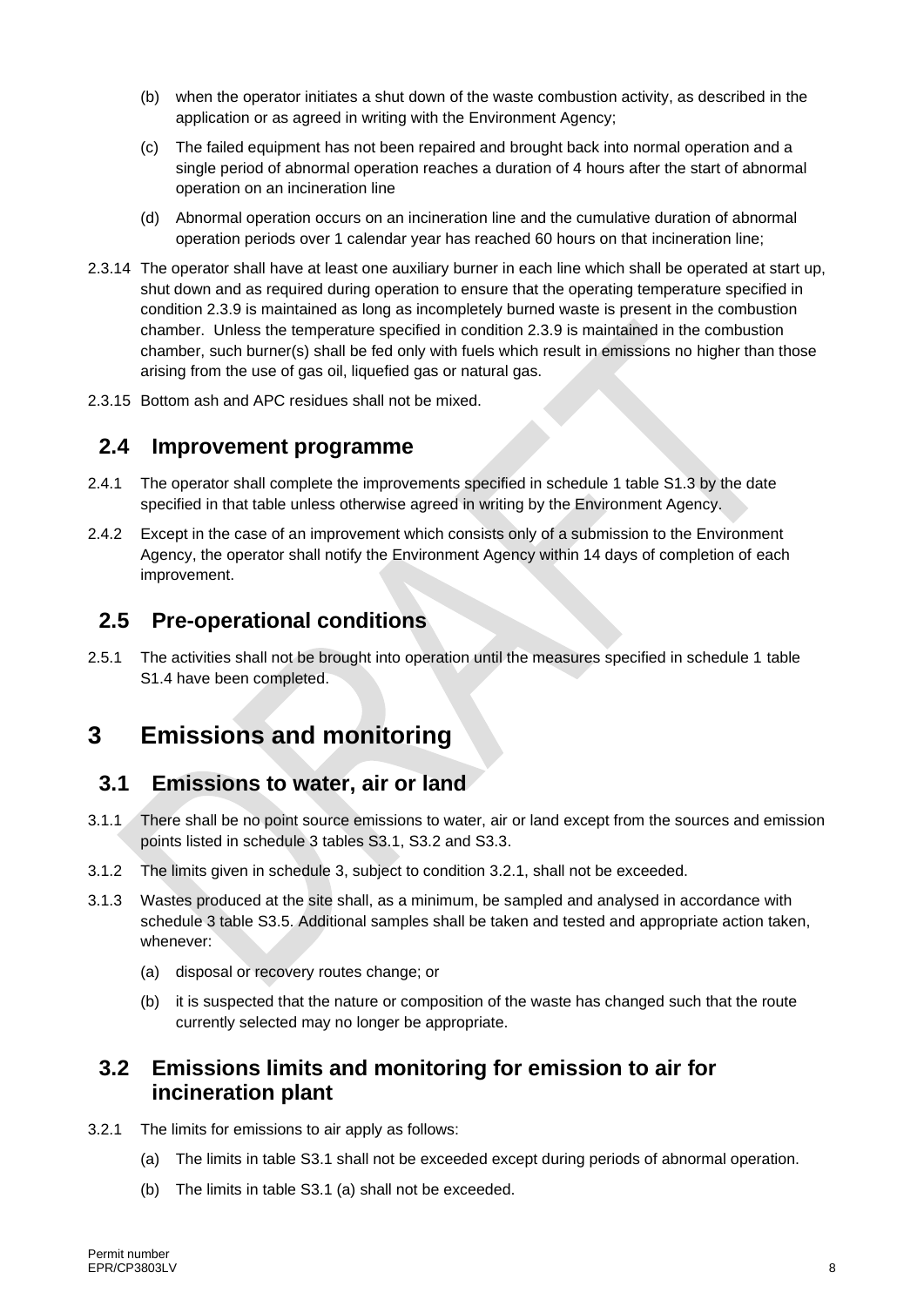(b) when the operator initiates a shut down of the waste combustion activity, as described in the application or as agreed in writing with the Environment Agency;

(c) The failed equipment has not been repaired and brought back into normal operation and a single period of abnormal operation reaches a duration of 4 hours after the start of abnormal operation on an incineration line

(d) Abnormal operation occurs on an incineration line and the cumulative duration of abnormal operation periods over 1 calendar year has reached 60 hours on that incineration line;

2.3.14 The operator shall have at least one auxiliary burner in each line which shall be operated at start up, shut down and as required during operation to ensure that the operating temperature specified in condition 2.3.9 is maintained as long as incompletely burned waste is present in the combustion chamber. Unless the temperature specified in condition 2.3.9 is maintained in the combustion chamber, such burner(s) shall be fed only with fuels which result in emissions no higher than those arising from the use of gas oil, liquefied gas or natural gas.

2.3.15 Bottom ash and APC residues shall not be mixed.

## 2.4 Improvement programme

2.4.1 The operator shall complete the improvements specified in schedule 1 table S1.3 by the date specified in that table unless otherwise agreed in writing by the Environment Agency.

2.4.2 Except in the case of an improvement which consists only of a submission to the Environment Agency, the operator shall notify the Environment Agency within 14 days of completion of each improvement.

## 2.5 Pre-operational conditions

2.5.1 The activities shall not be brought into operation until the measures specified in schedule 1 table S1.4 have been completed.

# 3 Emissions and monitoring

## 3.1 Emissions to water, air or land

3.1.1 There shall be no point source emissions to water, air or land except from the sources and emission points listed in schedule 3 tables S3.1, S3.2 and S3.3.

3.1.2 The limits given in schedule 3, subject to condition 3.2.1, shall not be exceeded.

3.1.3 Wastes produced at the site shall, as a minimum, be sampled and analysed in accordance with schedule 3 table S3.5. Additional samples shall be taken and tested and appropriate action taken, whenever:

(a) disposal or recovery routes change; or

(b) it is suspected that the nature or composition of the waste has changed such that the route currently selected may no longer be appropriate.

## 3.2 Emissions limits and monitoring for emission to air for incineration plant

3.2.1 The limits for emissions to air apply as follows:

(a) The limits in table S3.1 shall not be exceeded except during periods of abnormal operation.

(b) The limits in table S3.1 (a) shall not be exceeded.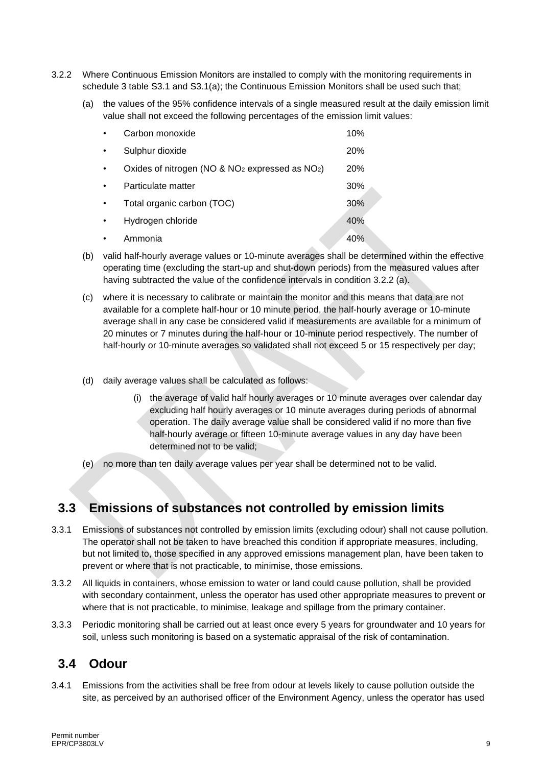3.2.2 Where Continuous Emission Monitors are installed to comply with the monitoring requirements in schedule 3 table S3.1 and S3.1(a); the Continuous Emission Monitors shall be used such that;

(a) the values of the 95% confidence intervals of a single measured result at the daily emission limit value shall not exceed the following percentages of the emission limit values:

- Carbon monoxide 10%
- Sulphur dioxide 20%
- Oxides of nitrogen ($NO$ & $NO_2$ expressed as $NO_2$) 20%
- Particulate matter 30%
- Total organic carbon (TOC) 30%
- Hydrogen chloride 40%
- Ammonia 40%

(b) valid half-hourly average values or 10-minute averages shall be determined within the effective operating time (excluding the start-up and shut-down periods) from the measured values after having subtracted the value of the confidence intervals in condition 3.2.2 (a).

(c) where it is necessary to calibrate or maintain the monitor and this means that data are not available for a complete half-hour or 10 minute period, the half-hourly average or 10-minute average shall in any case be considered valid if measurements are available for a minimum of 20 minutes or 7 minutes during the half-hour or 10-minute period respectively. The number of half-hourly or 10-minute averages so validated shall not exceed 5 or 15 respectively per day;

(d) daily average values shall be calculated as follows:

(i) the average of valid half hourly averages or 10 minute averages over calendar day excluding half hourly averages or 10 minute averages during periods of abnormal operation. The daily average value shall be considered valid if no more than five half-hourly average or fifteen 10-minute average values in any day have been determined not to be valid;

(e) no more than ten daily average values per year shall be determined not to be valid.

## 3.3 Emissions of substances not controlled by emission limits

3.3.1 Emissions of substances not controlled by emission limits (excluding odour) shall not cause pollution. The operator shall not be taken to have breached this condition if appropriate measures, including, but not limited to, those specified in any approved emissions management plan, have been taken to prevent or where that is not practicable, to minimise, those emissions.

3.3.2 All liquids in containers, whose emission to water or land could cause pollution, shall be provided with secondary containment, unless the operator has used other appropriate measures to prevent or where that is not practicable, to minimise, leakage and spillage from the primary container.

3.3.3 Periodic monitoring shall be carried out at least once every 5 years for groundwater and 10 years for soil, unless such monitoring is based on a systematic appraisal of the risk of contamination.

## 3.4 Odour

3.4.1 Emissions from the activities shall be free from odour at levels likely to cause pollution outside the site, as perceived by an authorised officer of the Environment Agency, unless the operator has used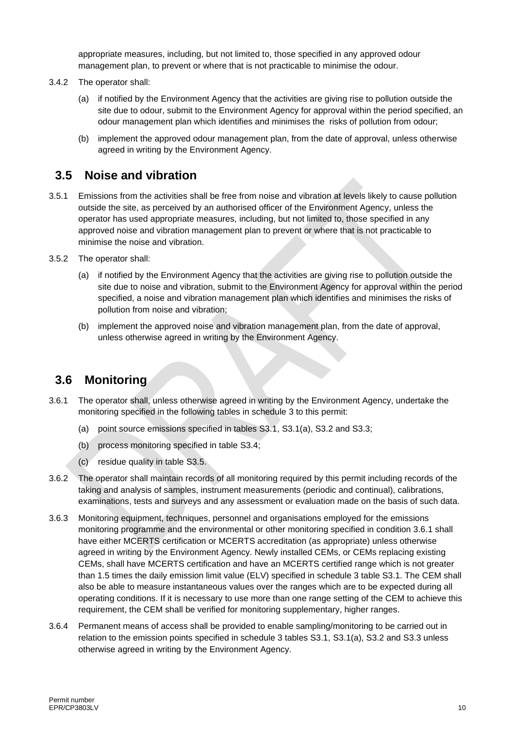appropriate measures, including, but not limited to, those specified in any approved odour management plan, to prevent or where that is not practicable to minimise the odour.

3.4.2 The operator shall:

(a) if notified by the Environment Agency that the activities are giving rise to pollution outside the site due to odour, submit to the Environment Agency for approval within the period specified, an odour management plan which identifies and minimises the risks of pollution from odour;

(b) implement the approved odour management plan, from the date of approval, unless otherwise agreed in writing by the Environment Agency.

## 3.5 Noise and vibration

3.5.1 Emissions from the activities shall be free from noise and vibration at levels likely to cause pollution outside the site, as perceived by an authorised officer of the Environment Agency, unless the operator has used appropriate measures, including, but not limited to, those specified in any approved noise and vibration management plan to prevent or where that is not practicable to minimise the noise and vibration.

3.5.2 The operator shall:

(a) if notified by the Environment Agency that the activities are giving rise to pollution outside the site due to noise and vibration, submit to the Environment Agency for approval within the period specified, a noise and vibration management plan which identifies and minimises the risks of pollution from noise and vibration;

(b) implement the approved noise and vibration management plan, from the date of approval, unless otherwise agreed in writing by the Environment Agency.

## 3.6 Monitoring

3.6.1 The operator shall, unless otherwise agreed in writing by the Environment Agency, undertake the monitoring specified in the following tables in schedule 3 to this permit:

(a) point source emissions specified in tables S3.1, S3.1(a), S3.2 and S3.3;

(b) process monitoring specified in table S3.4;

(c) residue quality in table S3.5.

3.6.2 The operator shall maintain records of all monitoring required by this permit including records of the taking and analysis of samples, instrument measurements (periodic and continual), calibrations, examinations, tests and surveys and any assessment or evaluation made on the basis of such data.

3.6.3 Monitoring equipment, techniques, personnel and organisations employed for the emissions monitoring programme and the environmental or other monitoring specified in condition 3.6.1 shall have either MCERTS certification or MCERTS accreditation (as appropriate) unless otherwise agreed in writing by the Environment Agency. Newly installed CEMs, or CEMs replacing existing CEMs, shall have MCERTS certification and have an MCERTS certified range which is not greater than 1.5 times the daily emission limit value (ELV) specified in schedule 3 table S3.1. The CEM shall also be able to measure instantaneous values over the ranges which are to be expected during all operating conditions. If it is necessary to use more than one range setting of the CEM to achieve this requirement, the CEM shall be verified for monitoring supplementary, higher ranges.

3.6.4 Permanent means of access shall be provided to enable sampling/monitoring to be carried out in relation to the emission points specified in schedule 3 tables S3.1, S3.1(a), S3.2 and S3.3 unless otherwise agreed in writing by the Environment Agency.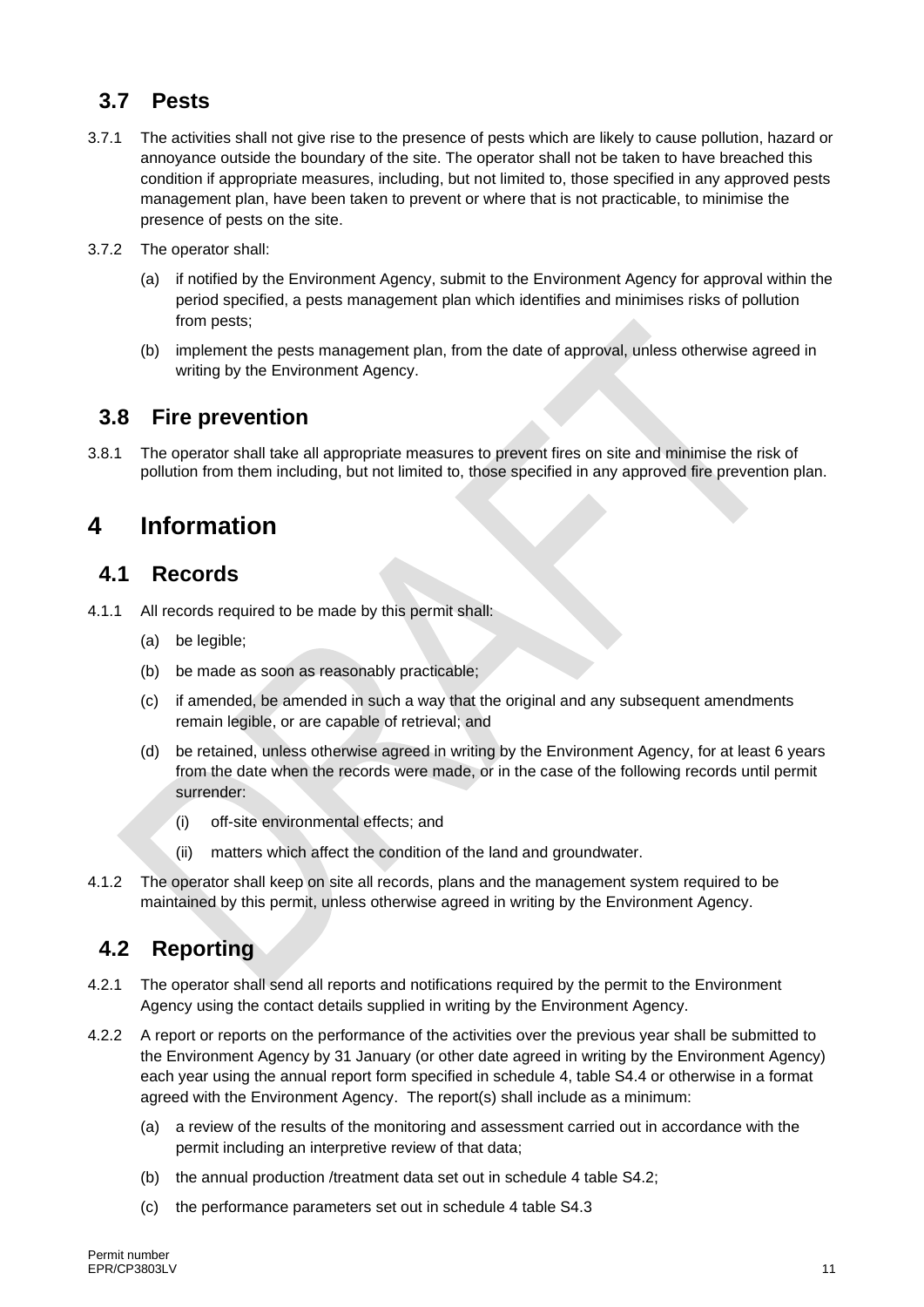## 3.7 Pests

3.7.1 The activities shall not give rise to the presence of pests which are likely to cause pollution, hazard or annoyance outside the boundary of the site. The operator shall not be taken to have breached this condition if appropriate measures, including, but not limited to, those specified in any approved pests management plan, have been taken to prevent or where that is not practicable, to minimise the presence of pests on the site.

3.7.2 The operator shall:

(a) if notified by the Environment Agency, submit to the Environment Agency for approval within the period specified, a pests management plan which identifies and minimises risks of pollution from pests;

(b) implement the pests management plan, from the date of approval, unless otherwise agreed in writing by the Environment Agency.

## 3.8 Fire prevention

3.8.1 The operator shall take all appropriate measures to prevent fires on site and minimise the risk of pollution from them including, but not limited to, those specified in any approved fire prevention plan.

# 4 Information

## 4.1 Records

4.1.1 All records required to be made by this permit shall:

(a) be legible;

(b) be made as soon as reasonably practicable;

(c) if amended, be amended in such a way that the original and any subsequent amendments remain legible, or are capable of retrieval; and

(d) be retained, unless otherwise agreed in writing by the Environment Agency, for at least 6 years from the date when the records were made, or in the case of the following records until permit surrender:

(i) off-site environmental effects; and

(ii) matters which affect the condition of the land and groundwater.

4.1.2 The operator shall keep on site all records, plans and the management system required to be maintained by this permit, unless otherwise agreed in writing by the Environment Agency.

## 4.2 Reporting

4.2.1 The operator shall send all reports and notifications required by the permit to the Environment Agency using the contact details supplied in writing by the Environment Agency.

4.2.2 A report or reports on the performance of the activities over the previous year shall be submitted to the Environment Agency by 31 January (or other date agreed in writing by the Environment Agency) each year using the annual report form specified in schedule 4, table S4.4 or otherwise in a format agreed with the Environment Agency. The report(s) shall include as a minimum:

(a) a review of the results of the monitoring and assessment carried out in accordance with the permit including an interpretive review of that data;

(b) the annual production /treatment data set out in schedule 4 table S4.2;

(c) the performance parameters set out in schedule 4 table S4.3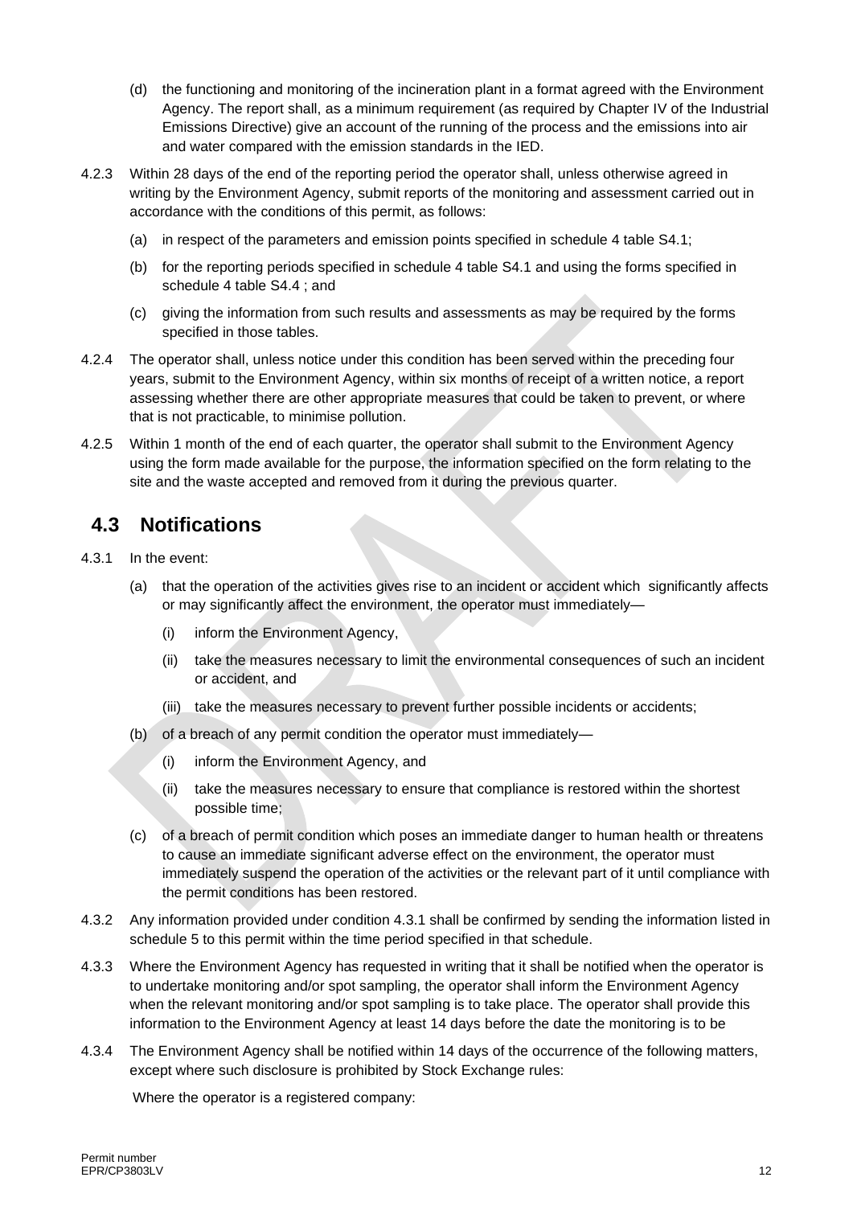(d) the functioning and monitoring of the incineration plant in a format agreed with the Environment Agency. The report shall, as a minimum requirement (as required by Chapter IV of the Industrial Emissions Directive) give an account of the running of the process and the emissions into air and water compared with the emission standards in the IED.

4.2.3 Within 28 days of the end of the reporting period the operator shall, unless otherwise agreed in writing by the Environment Agency, submit reports of the monitoring and assessment carried out in accordance with the conditions of this permit, as follows:

(a) in respect of the parameters and emission points specified in schedule 4 table S4.1;

(b) for the reporting periods specified in schedule 4 table S4.1 and using the forms specified in schedule 4 table S4.4 ; and

(c) giving the information from such results and assessments as may be required by the forms specified in those tables.

4.2.4 The operator shall, unless notice under this condition has been served within the preceding four years, submit to the Environment Agency, within six months of receipt of a written notice, a report assessing whether there are other appropriate measures that could be taken to prevent, or where that is not practicable, to minimise pollution.

4.2.5 Within 1 month of the end of each quarter, the operator shall submit to the Environment Agency using the form made available for the purpose, the information specified on the form relating to the site and the waste accepted and removed from it during the previous quarter.

## 4.3 Notifications

4.3.1 In the event:

(a) that the operation of the activities gives rise to an incident or accident which significantly affects or may significantly affect the environment, the operator must immediately—

(i) inform the Environment Agency,

(ii) take the measures necessary to limit the environmental consequences of such an incident or accident, and

(iii) take the measures necessary to prevent further possible incidents or accidents;

(b) of a breach of any permit condition the operator must immediately—

(i) inform the Environment Agency, and

(ii) take the measures necessary to ensure that compliance is restored within the shortest possible time;

(c) of a breach of permit condition which poses an immediate danger to human health or threatens to cause an immediate significant adverse effect on the environment, the operator must immediately suspend the operation of the activities or the relevant part of it until compliance with the permit conditions has been restored.

4.3.2 Any information provided under condition 4.3.1 shall be confirmed by sending the information listed in schedule 5 to this permit within the time period specified in that schedule.

4.3.3 Where the Environment Agency has requested in writing that it shall be notified when the operator is to undertake monitoring and/or spot sampling, the operator shall inform the Environment Agency when the relevant monitoring and/or spot sampling is to take place. The operator shall provide this information to the Environment Agency at least 14 days before the date the monitoring is to be

4.3.4 The Environment Agency shall be notified within 14 days of the occurrence of the following matters, except where such disclosure is prohibited by Stock Exchange rules:

Where the operator is a registered company: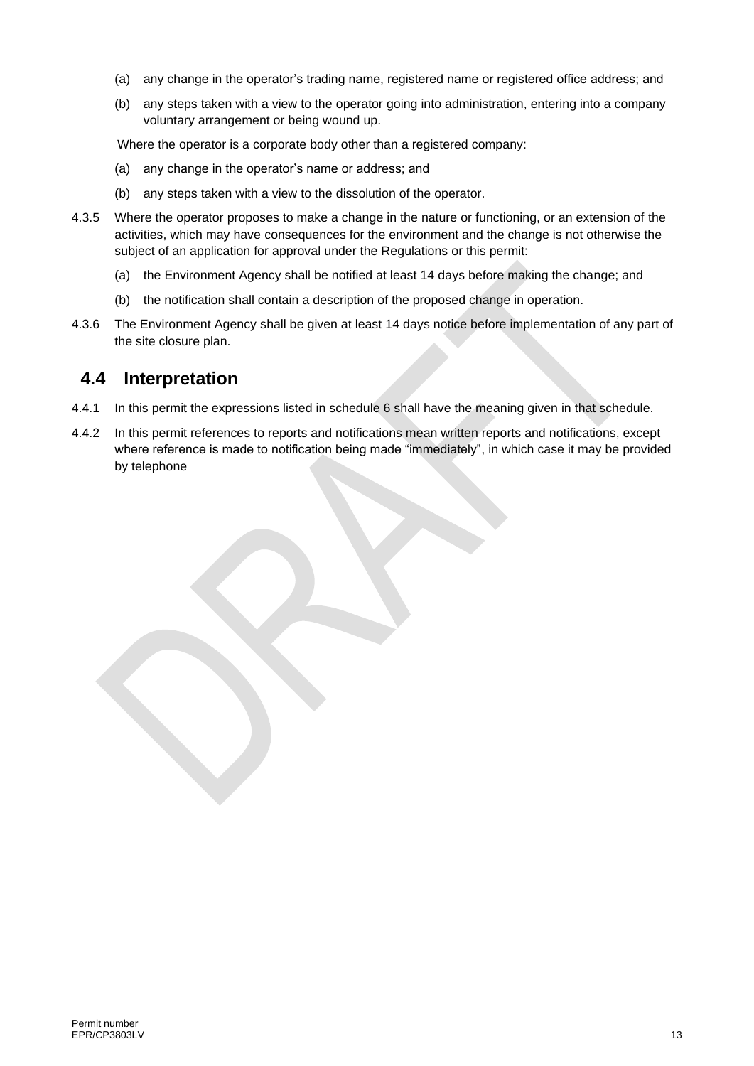(a) any change in the operator's trading name, registered name or registered office address; and

(b) any steps taken with a view to the operator going into administration, entering into a company voluntary arrangement or being wound up.

Where the operator is a corporate body other than a registered company:

(a) any change in the operator's name or address; and

(b) any steps taken with a view to the dissolution of the operator.

4.3.5 Where the operator proposes to make a change in the nature or functioning, or an extension of the activities, which may have consequences for the environment and the change is not otherwise the subject of an application for approval under the Regulations or this permit:

(a) the Environment Agency shall be notified at least 14 days before making the change; and

(b) the notification shall contain a description of the proposed change in operation.

4.3.6 The Environment Agency shall be given at least 14 days notice before implementation of any part of the site closure plan.

## 4.4 Interpretation

4.4.1 In this permit the expressions listed in schedule 6 shall have the meaning given in that schedule.

4.4.2 In this permit references to reports and notifications mean written reports and notifications, except where reference is made to notification being made "immediately", in which case it may be provided by telephone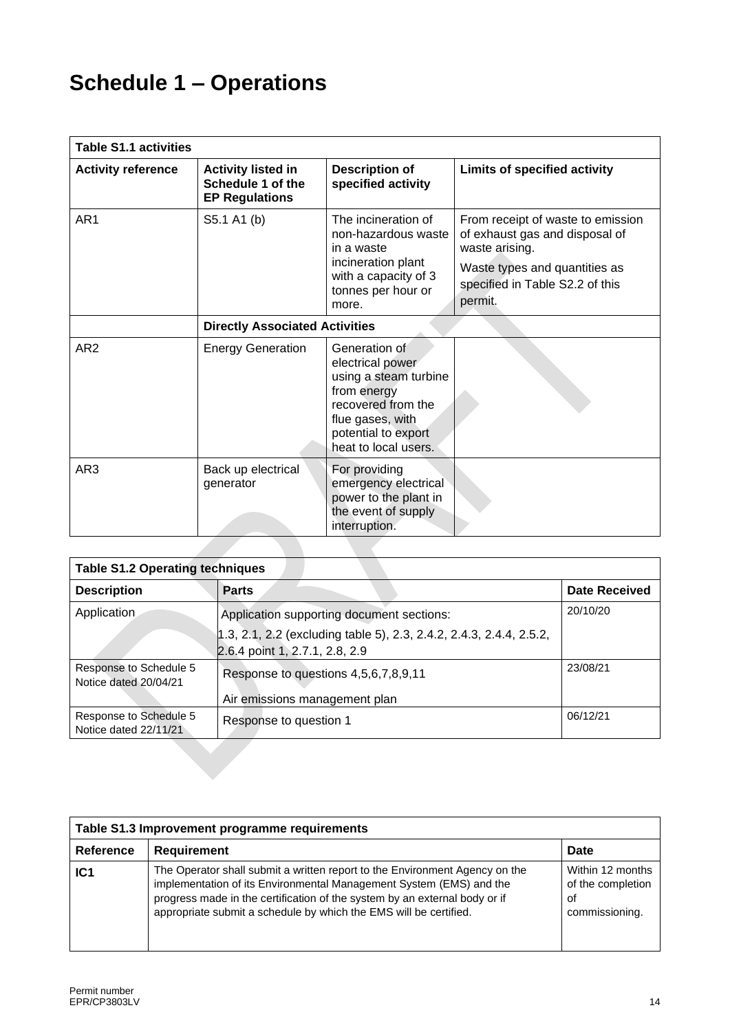# Schedule 1 – Operations

| Table S1.1 activities | | | |
|---|---|---|---|
| **Activity reference** | **Activity listed in Schedule 1 of the EP Regulations** | **Description of specified activity** | **Limits of specified activity** |
| AR1 | S5.1 A1 (b) | The incineration of non-hazardous waste in a waste incineration plant with a capacity of 3 tonnes per hour or more. | From receipt of waste to emission of exhaust gas and disposal of waste arising.<br>Waste types and quantities as specified in Table S2.2 of this permit. |
| | **Directly Associated Activities** | | |
| AR2 | Energy Generation | Generation of electrical power using a steam turbine from energy recovered from the flue gases, with potential to export heat to local users. | |
| AR3 | Back up electrical generator | For providing emergency electrical power to the plant in the event of supply interruption. | |

| Table S1.2 Operating techniques | | |
|---|---|---|
| **Description** | **Parts** | **Date Received** |
| Application | Application supporting document sections:<br>1.3, 2.1, 2.2 (excluding table 5), 2.3, 2.4.2, 2.4.3, 2.4.4, 2.5.2, 2.6.4 point 1, 2.7.1, 2.8, 2.9 | 20/10/20 |
| Response to Schedule 5 Notice dated 20/04/21 | Response to questions 4,5,6,7,8,9,11<br>Air emissions management plan | 23/08/21 |
| Response to Schedule 5 Notice dated 22/11/21 | Response to question 1 | 06/12/21 |

| Table S1.3 Improvement programme requirements | | |
|---|---|---|
| **Reference** | **Requirement** | **Date** |
| **IC1** | The Operator shall submit a written report to the Environment Agency on the implementation of its Environmental Management System (EMS) and the progress made in the certification of the system by an external body or if appropriate submit a schedule by which the EMS will be certified. | Within 12 months of the completion of commissioning. |

Permit number
EPR/CP3803LV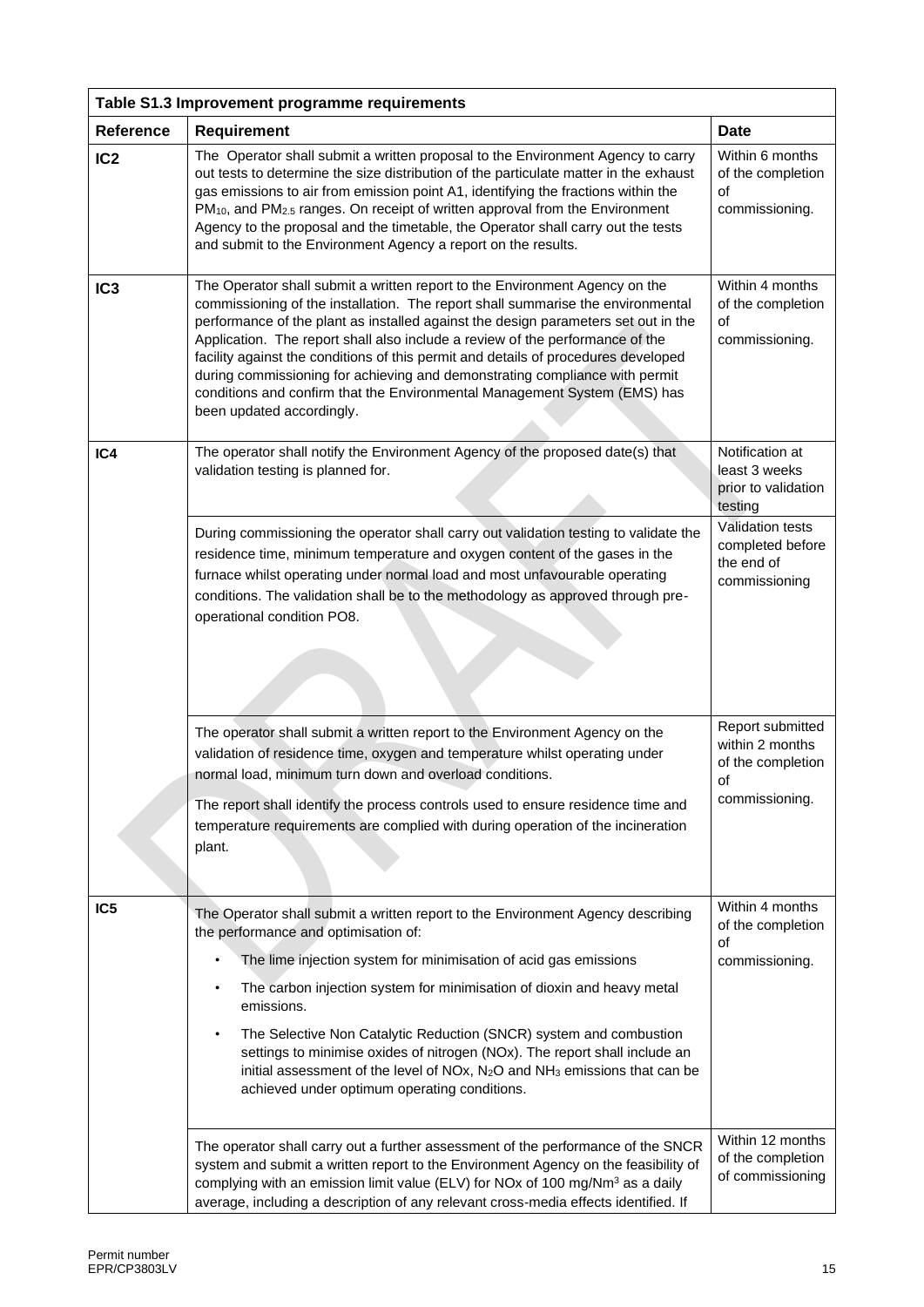| Table S1.3 Improvement programme requirements | | |
|---|---|---|
| **Reference** | **Requirement** | **Date** |
| **IC2** | The Operator shall submit a written proposal to the Environment Agency to carry out tests to determine the size distribution of the particulate matter in the exhaust gas emissions to air from emission point A1, identifying the fractions within the $PM_{10}$, and $PM_{2.5}$ ranges. On receipt of written approval from the Environment Agency to the proposal and the timetable, the Operator shall carry out the tests and submit to the Environment Agency a report on the results. | Within 6 months of the completion of commissioning. |
| **IC3** | The Operator shall submit a written report to the Environment Agency on the commissioning of the installation. The report shall summarise the environmental performance of the plant as installed against the design parameters set out in the Application. The report shall also include a review of the performance of the facility against the conditions of this permit and details of procedures developed during commissioning for achieving and demonstrating compliance with permit conditions and confirm that the Environmental Management System (EMS) has been updated accordingly. | Within 4 months of the completion of commissioning. |
| **IC4** | The operator shall notify the Environment Agency of the proposed date(s) that validation testing is planned for. | Notification at least 3 weeks prior to validation testing |
| | During commissioning the operator shall carry out validation testing to validate the residence time, minimum temperature and oxygen content of the gases in the furnace whilst operating under normal load and most unfavourable operating conditions. The validation shall be to the methodology as approved through pre-operational condition PO8. | Validation tests completed before the end of commissioning |
| | The operator shall submit a written report to the Environment Agency on the validation of residence time, oxygen and temperature whilst operating under normal load, minimum turn down and overload conditions.<br><br>The report shall identify the process controls used to ensure residence time and temperature requirements are complied with during operation of the incineration plant. | Report submitted within 2 months of the completion of commissioning. |
| **IC5** | The Operator shall submit a written report to the Environment Agency describing the performance and optimisation of:<br>• The lime injection system for minimisation of acid gas emissions<br>• The carbon injection system for minimisation of dioxin and heavy metal emissions.<br>• The Selective Non Catalytic Reduction (SNCR) system and combustion settings to minimise oxides of nitrogen (NOx). The report shall include an initial assessment of the level of NOx, $N_2O$ and $NH_3$ emissions that can be achieved under optimum operating conditions. | Within 4 months of the completion of commissioning. |
| | The operator shall carry out a further assessment of the performance of the SNCR system and submit a written report to the Environment Agency on the feasibility of complying with an emission limit value (ELV) for NOx of 100 mg/Nm$^3$ as a daily average, including a description of any relevant cross-media effects identified. If | Within 12 months of the completion of commissioning |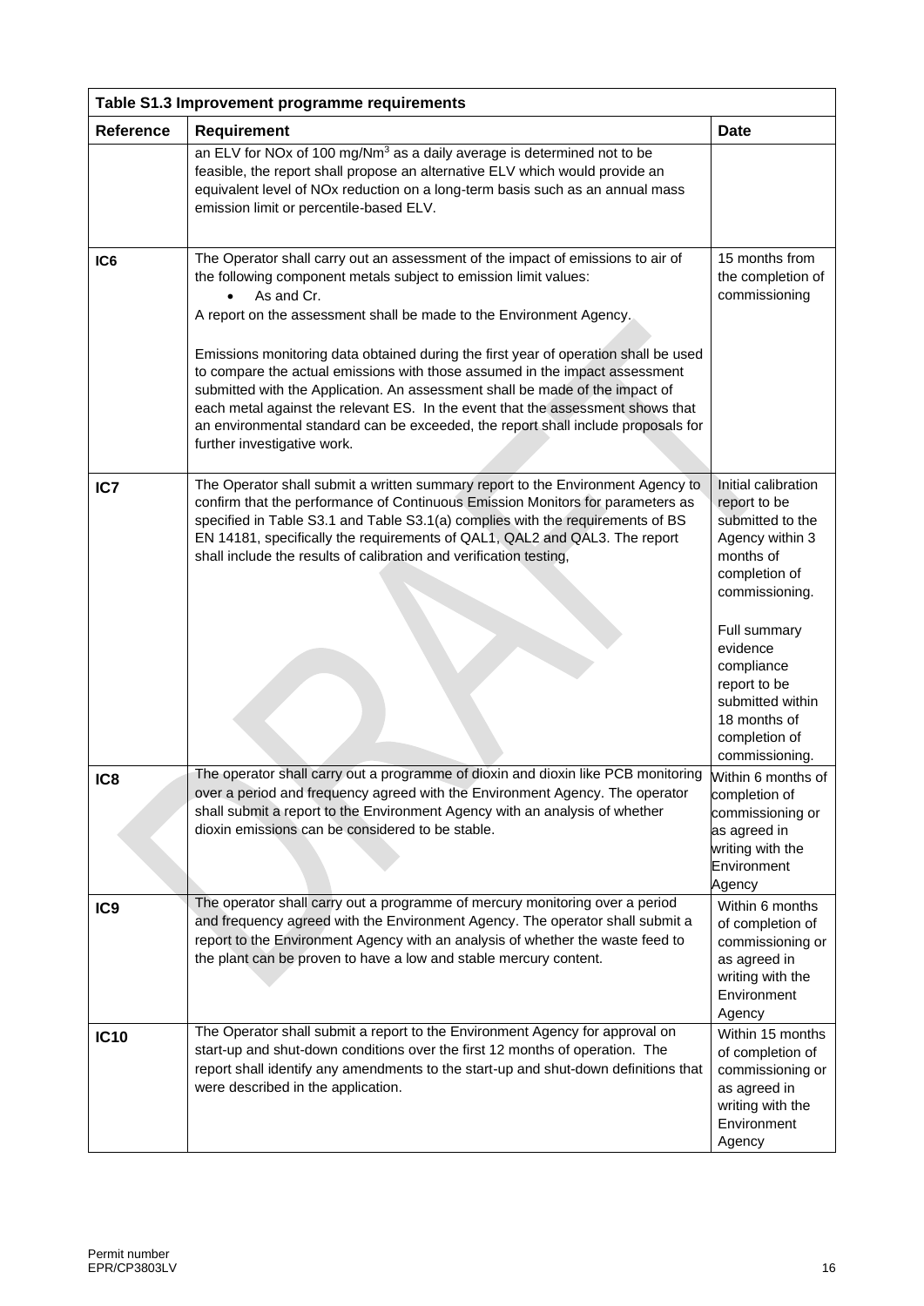| Table S1.3 Improvement programme requirements | | |
|---|---|---|
| **Reference** | **Requirement** | **Date** |
| | an ELV for NOx of 100 mg/Nm$^3$ as a daily average is determined not to be feasible, the report shall propose an alternative ELV which would provide an equivalent level of NOx reduction on a long-term basis such as an annual mass emission limit or percentile-based ELV. | |
| **IC6** | The Operator shall carry out an assessment of the impact of emissions to air of the following component metals subject to emission limit values:<br>• As and Cr.<br>A report on the assessment shall be made to the Environment Agency.<br><br>Emissions monitoring data obtained during the first year of operation shall be used to compare the actual emissions with those assumed in the impact assessment submitted with the Application. An assessment shall be made of the impact of each metal against the relevant ES. In the event that the assessment shows that an environmental standard can be exceeded, the report shall include proposals for further investigative work. | 15 months from the completion of commissioning |
| **IC7** | The Operator shall submit a written summary report to the Environment Agency to confirm that the performance of Continuous Emission Monitors for parameters as specified in Table S3.1 and Table S3.1(a) complies with the requirements of BS EN 14181, specifically the requirements of QAL1, QAL2 and QAL3. The report shall include the results of calibration and verification testing, | Initial calibration report to be submitted to the Agency within 3 months of completion of commissioning.<br><br>Full summary evidence compliance report to be submitted within 18 months of completion of commissioning. |
| **IC8** | The operator shall carry out a programme of dioxin and dioxin like PCB monitoring over a period and frequency agreed with the Environment Agency. The operator shall submit a report to the Environment Agency with an analysis of whether dioxin emissions can be considered to be stable. | Within 6 months of completion of commissioning or as agreed in writing with the Environment Agency |
| **IC9** | The operator shall carry out a programme of mercury monitoring over a period and frequency agreed with the Environment Agency. The operator shall submit a report to the Environment Agency with an analysis of whether the waste feed to the plant can be proven to have a low and stable mercury content. | Within 6 months of completion of commissioning or as agreed in writing with the Environment Agency |
| **IC10** | The Operator shall submit a report to the Environment Agency for approval on start-up and shut-down conditions over the first 12 months of operation. The report shall identify any amendments to the start-up and shut-down definitions that were described in the application. | Within 15 months of completion of commissioning or as agreed in writing with the Environment Agency |

Permit number
EPR/CP3803LV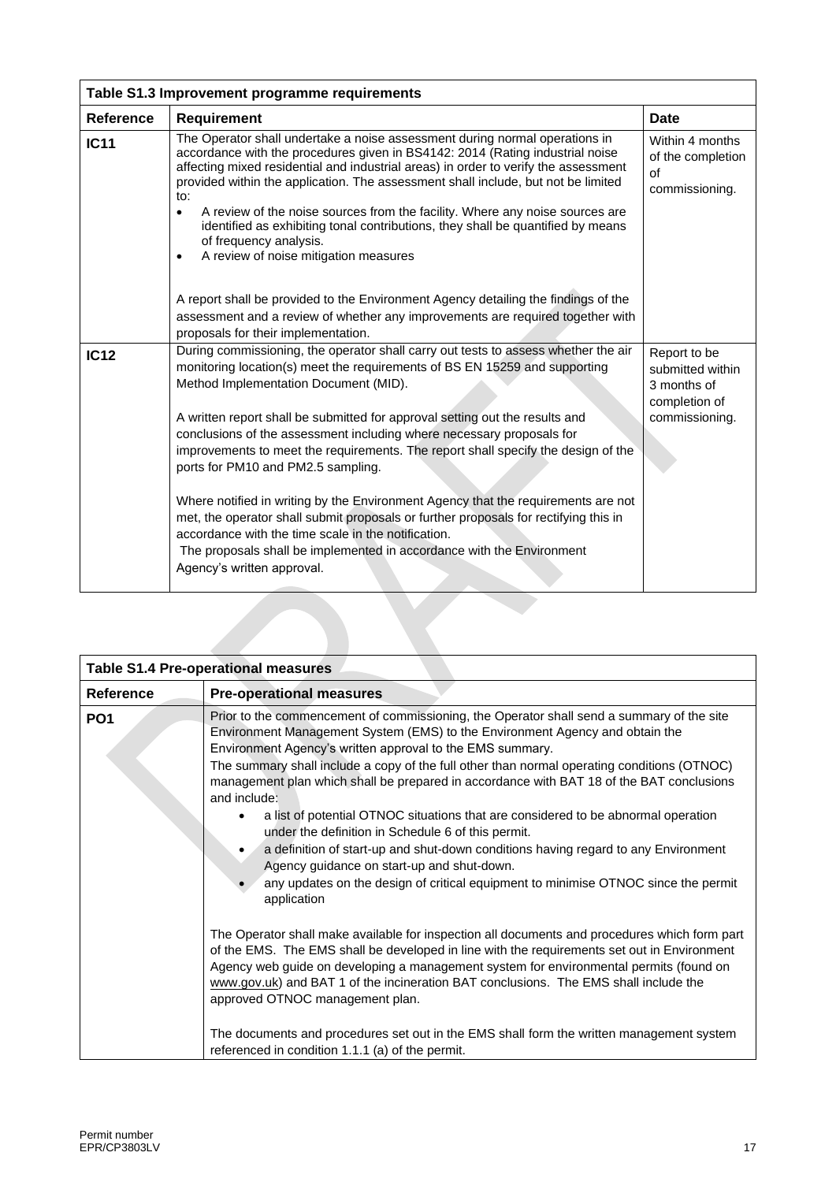| Table S1.3 Improvement programme requirements | | |
|---|---|---|
| **Reference** | **Requirement** | **Date** |
| **IC11** | The Operator shall undertake a noise assessment during normal operations in accordance with the procedures given in BS4142: 2014 (Rating industrial noise affecting mixed residential and industrial areas) in order to verify the assessment provided within the application. The assessment shall include, but not be limited to:<br>• A review of the noise sources from the facility. Where any noise sources are identified as exhibiting tonal contributions, they shall be quantified by means of frequency analysis.<br>• A review of noise mitigation measures<br><br>A report shall be provided to the Environment Agency detailing the findings of the assessment and a review of whether any improvements are required together with proposals for their implementation. | Within 4 months of the completion of commissioning. |
| **IC12** | During commissioning, the operator shall carry out tests to assess whether the air monitoring location(s) meet the requirements of BS EN 15259 and supporting Method Implementation Document (MID).<br><br>A written report shall be submitted for approval setting out the results and conclusions of the assessment including where necessary proposals for improvements to meet the requirements. The report shall specify the design of the ports for PM10 and PM2.5 sampling.<br><br>Where notified in writing by the Environment Agency that the requirements are not met, the operator shall submit proposals or further proposals for rectifying this in accordance with the time scale in the notification.<br>The proposals shall be implemented in accordance with the Environment Agency's written approval. | Report to be submitted within 3 months of completion of commissioning. |

| Table S1.4 Pre-operational measures | |
|---|---|
| **Reference** | **Pre-operational measures** |
| **PO1** | Prior to the commencement of commissioning, the Operator shall send a summary of the site Environment Management System (EMS) to the Environment Agency and obtain the Environment Agency's written approval to the EMS summary.<br>The summary shall include a copy of the full other than normal operating conditions (OTNOC) management plan which shall be prepared in accordance with BAT 18 of the BAT conclusions and include:<br>• a list of potential OTNOC situations that are considered to be abnormal operation under the definition in Schedule 6 of this permit.<br>• a definition of start-up and shut-down conditions having regard to any Environment Agency guidance on start-up and shut-down.<br>• any updates on the design of critical equipment to minimise OTNOC since the permit application<br><br>The Operator shall make available for inspection all documents and procedures which form part of the EMS. The EMS shall be developed in line with the requirements set out in Environment Agency web guide on developing a management system for environmental permits (found on www.gov.uk) and BAT 1 of the incineration BAT conclusions. The EMS shall include the approved OTNOC management plan.<br><br>The documents and procedures set out in the EMS shall form the written management system referenced in condition 1.1.1 (a) of the permit. |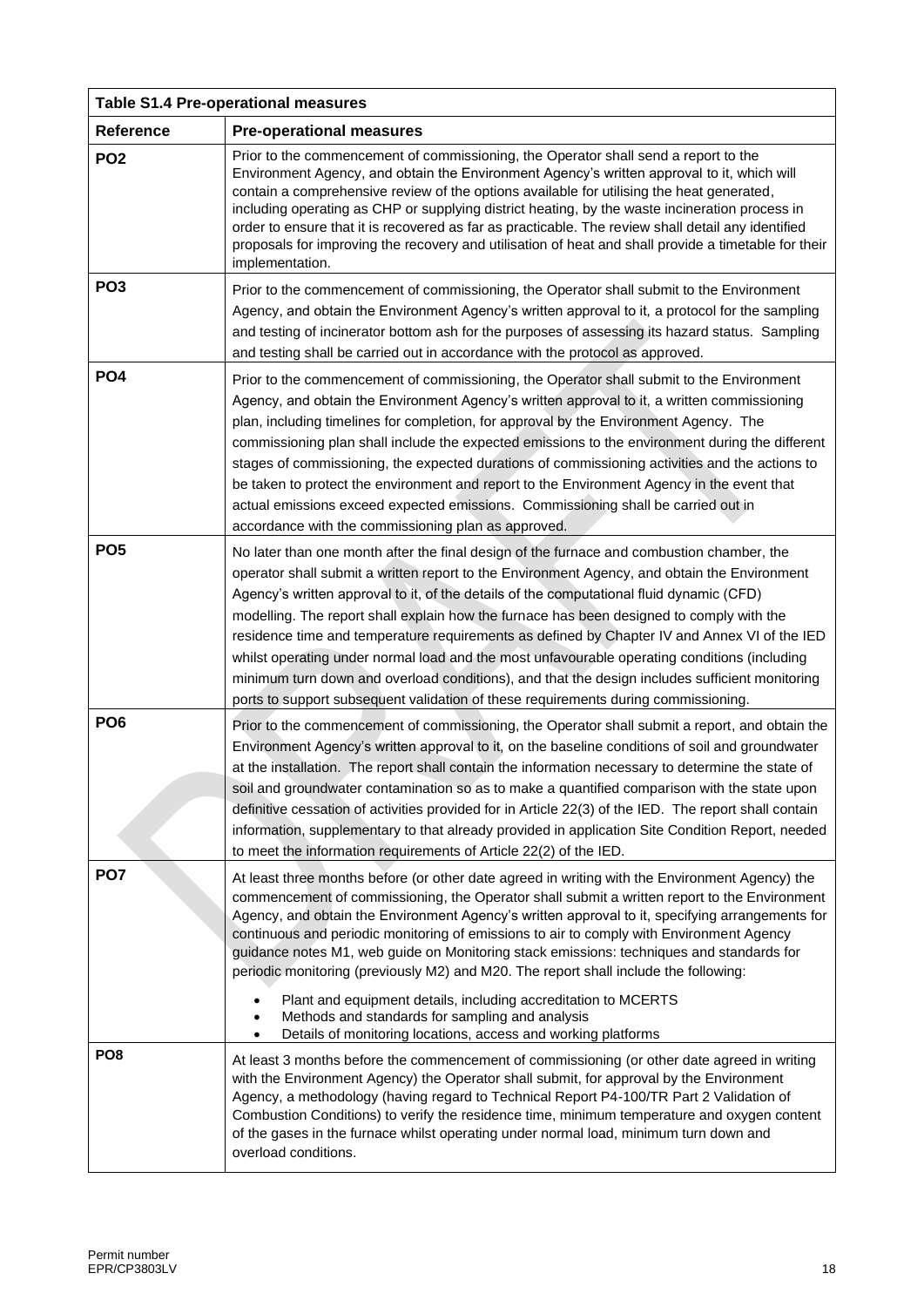| Table S1.4 Pre-operational measures | |
|---|---|
| **Reference** | **Pre-operational measures** |
| **PO2** | Prior to the commencement of commissioning, the Operator shall send a report to the Environment Agency, and obtain the Environment Agency's written approval to it, which will contain a comprehensive review of the options available for utilising the heat generated, including operating as CHP or supplying district heating, by the waste incineration process in order to ensure that it is recovered as far as practicable. The review shall detail any identified proposals for improving the recovery and utilisation of heat and shall provide a timetable for their implementation. |
| **PO3** | Prior to the commencement of commissioning, the Operator shall submit to the Environment Agency, and obtain the Environment Agency's written approval to it, a protocol for the sampling and testing of incinerator bottom ash for the purposes of assessing its hazard status. Sampling and testing shall be carried out in accordance with the protocol as approved. |
| **PO4** | Prior to the commencement of commissioning, the Operator shall submit to the Environment Agency, and obtain the Environment Agency's written approval to it, a written commissioning plan, including timelines for completion, for approval by the Environment Agency. The commissioning plan shall include the expected emissions to the environment during the different stages of commissioning, the expected durations of commissioning activities and the actions to be taken to protect the environment and report to the Environment Agency in the event that actual emissions exceed expected emissions. Commissioning shall be carried out in accordance with the commissioning plan as approved. |
| **PO5** | No later than one month after the final design of the furnace and combustion chamber, the operator shall submit a written report to the Environment Agency, and obtain the Environment Agency's written approval to it, of the details of the computational fluid dynamic (CFD) modelling. The report shall explain how the furnace has been designed to comply with the residence time and temperature requirements as defined by Chapter IV and Annex VI of the IED whilst operating under normal load and the most unfavourable operating conditions (including minimum turn down and overload conditions), and that the design includes sufficient monitoring ports to support subsequent validation of these requirements during commissioning. |
| **PO6** | Prior to the commencement of commissioning, the Operator shall submit a report, and obtain the Environment Agency's written approval to it, on the baseline conditions of soil and groundwater at the installation. The report shall contain the information necessary to determine the state of soil and groundwater contamination so as to make a quantified comparison with the state upon definitive cessation of activities provided for in Article 22(3) of the IED. The report shall contain information, supplementary to that already provided in application Site Condition Report, needed to meet the information requirements of Article 22(2) of the IED. |
| **PO7** | At least three months before (or other date agreed in writing with the Environment Agency) the commencement of commissioning, the Operator shall submit a written report to the Environment Agency, and obtain the Environment Agency's written approval to it, specifying arrangements for continuous and periodic monitoring of emissions to air to comply with Environment Agency guidance notes M1, web guide on Monitoring stack emissions: techniques and standards for periodic monitoring (previously M2) and M20. The report shall include the following: <br>• Plant and equipment details, including accreditation to MCERTS <br>• Methods and standards for sampling and analysis <br>• Details of monitoring locations, access and working platforms |
| **PO8** | At least 3 months before the commencement of commissioning (or other date agreed in writing with the Environment Agency) the Operator shall submit, for approval by the Environment Agency, a methodology (having regard to Technical Report P4-100/TR Part 2 Validation of Combustion Conditions) to verify the residence time, minimum temperature and oxygen content of the gases in the furnace whilst operating under normal load, minimum turn down and overload conditions. |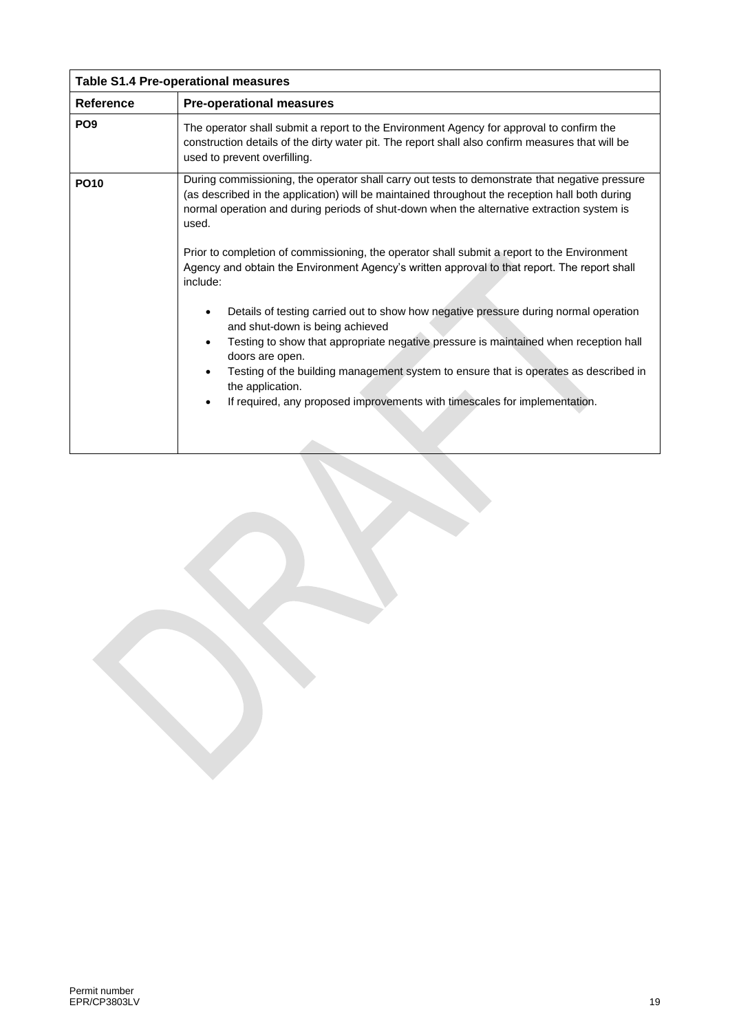| Table S1.4 Pre-operational measures | |
|---|---|
| **Reference** | **Pre-operational measures** |
| **PO9** | The operator shall submit a report to the Environment Agency for approval to confirm the construction details of the dirty water pit. The report shall also confirm measures that will be used to prevent overfilling. |
| **PO10** | During commissioning, the operator shall carry out tests to demonstrate that negative pressure (as described in the application) will be maintained throughout the reception hall both during normal operation and during periods of shut-down when the alternative extraction system is used.<br><br>Prior to completion of commissioning, the operator shall submit a report to the Environment Agency and obtain the Environment Agency's written approval to that report. The report shall include:<br><br>• Details of testing carried out to show how negative pressure during normal operation and shut-down is being achieved<br>• Testing to show that appropriate negative pressure is maintained when reception hall doors are open.<br>• Testing of the building management system to ensure that is operates as described in the application.<br>• If required, any proposed improvements with timescales for implementation. |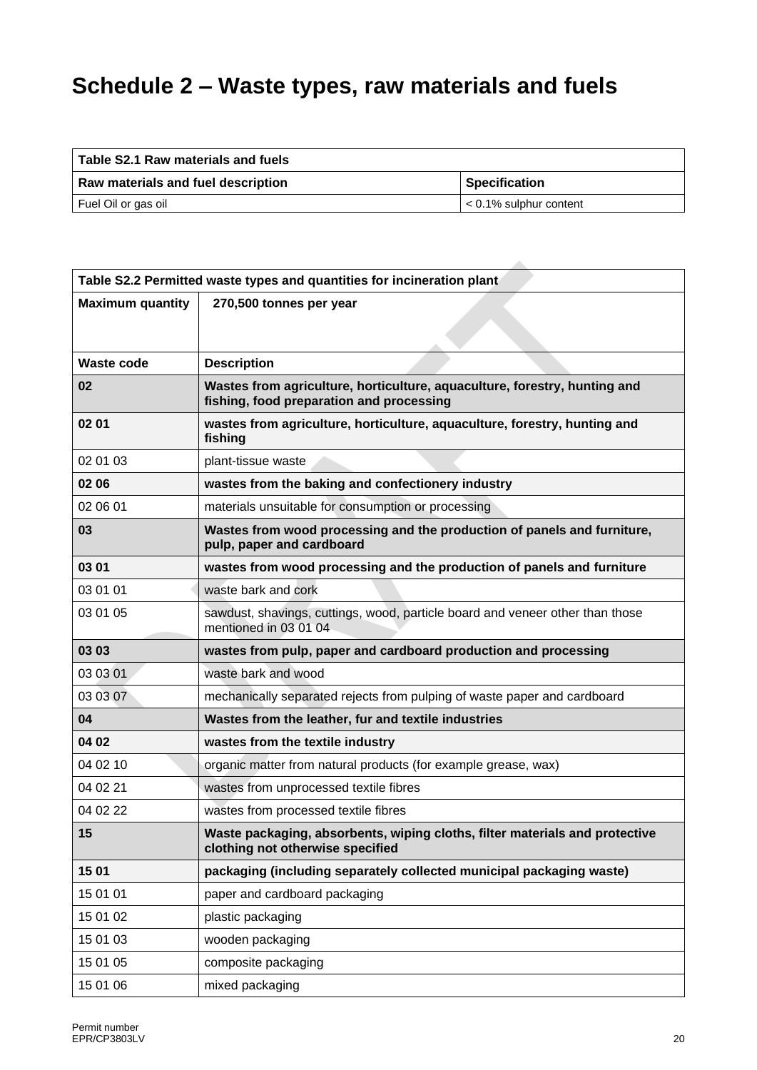# Schedule 2 – Waste types, raw materials and fuels

| Table S2.1 Raw materials and fuels | |
|---|---|
| **Raw materials and fuel description** | **Specification** |
| Fuel Oil or gas oil | < 0.1% sulphur content |

| Table S2.2 Permitted waste types and quantities for incineration plant | |
|---|---|
| **Maximum quantity** | **270,500 tonnes per year** |
| **Waste code** | **Description** |
| **02** | **Wastes from agriculture, horticulture, aquaculture, forestry, hunting and fishing, food preparation and processing** |
| **02 01** | **wastes from agriculture, horticulture, aquaculture, forestry, hunting and fishing** |
| 02 01 03 | plant-tissue waste |
| **02 06** | **wastes from the baking and confectionery industry** |
| 02 06 01 | materials unsuitable for consumption or processing |
| **03** | **Wastes from wood processing and the production of panels and furniture, pulp, paper and cardboard** |
| **03 01** | **wastes from wood processing and the production of panels and furniture** |
| 03 01 01 | waste bark and cork |
| 03 01 05 | sawdust, shavings, cuttings, wood, particle board and veneer other than those mentioned in 03 01 04 |
| **03 03** | **wastes from pulp, paper and cardboard production and processing** |
| 03 03 01 | waste bark and wood |
| 03 03 07 | mechanically separated rejects from pulping of waste paper and cardboard |
| **04** | **Wastes from the leather, fur and textile industries** |
| **04 02** | **wastes from the textile industry** |
| 04 02 10 | organic matter from natural products (for example grease, wax) |
| 04 02 21 | wastes from unprocessed textile fibres |
| 04 02 22 | wastes from processed textile fibres |
| **15** | **Waste packaging, absorbents, wiping cloths, filter materials and protective clothing not otherwise specified** |
| **15 01** | **packaging (including separately collected municipal packaging waste)** |
| 15 01 01 | paper and cardboard packaging |
| 15 01 02 | plastic packaging |
| 15 01 03 | wooden packaging |
| 15 01 05 | composite packaging |
| 15 01 06 | mixed packaging |

Permit number
EPR/CP3803LV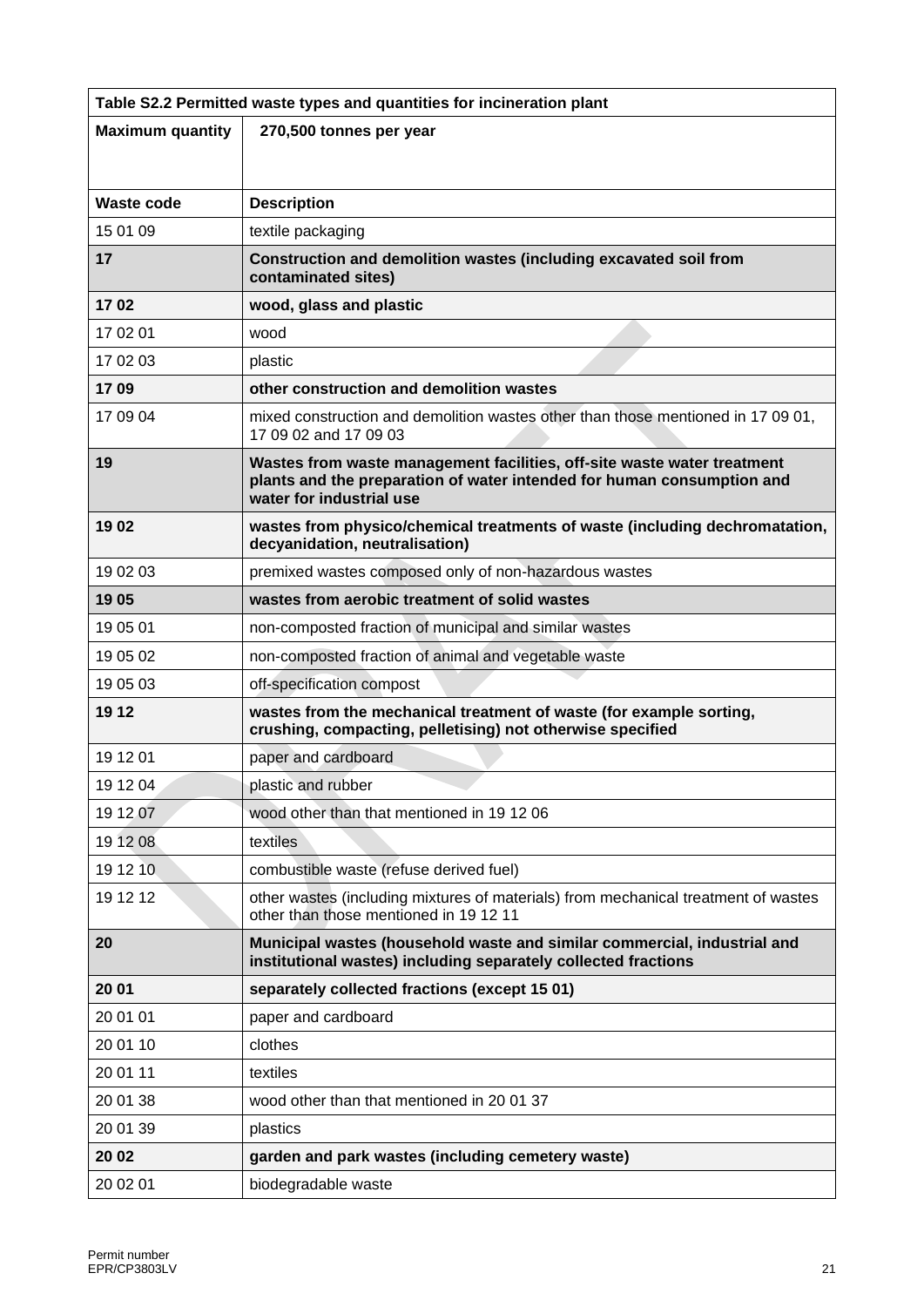| Table S2.2 Permitted waste types and quantities for incineration plant | |
|---|---|
| **Maximum quantity** | **270,500 tonnes per year** |
| **Waste code** | **Description** |
| 15 01 09 | textile packaging |
| **17** | **Construction and demolition wastes (including excavated soil from contaminated sites)** |
| **17 02** | **wood, glass and plastic** |
| 17 02 01 | wood |
| 17 02 03 | plastic |
| **17 09** | **other construction and demolition wastes** |
| 17 09 04 | mixed construction and demolition wastes other than those mentioned in 17 09 01, 17 09 02 and 17 09 03 |
| **19** | **Wastes from waste management facilities, off-site waste water treatment plants and the preparation of water intended for human consumption and water for industrial use** |
| **19 02** | **wastes from physico/chemical treatments of waste (including dechromatation, decyanidation, neutralisation)** |
| 19 02 03 | premixed wastes composed only of non-hazardous wastes |
| **19 05** | **wastes from aerobic treatment of solid wastes** |
| 19 05 01 | non-composted fraction of municipal and similar wastes |
| 19 05 02 | non-composted fraction of animal and vegetable waste |
| 19 05 03 | off-specification compost |
| **19 12** | **wastes from the mechanical treatment of waste (for example sorting, crushing, compacting, pelletising) not otherwise specified** |
| 19 12 01 | paper and cardboard |
| 19 12 04 | plastic and rubber |
| 19 12 07 | wood other than that mentioned in 19 12 06 |
| 19 12 08 | textiles |
| 19 12 10 | combustible waste (refuse derived fuel) |
| 19 12 12 | other wastes (including mixtures of materials) from mechanical treatment of wastes other than those mentioned in 19 12 11 |
| **20** | **Municipal wastes (household waste and similar commercial, industrial and institutional wastes) including separately collected fractions** |
| **20 01** | **separately collected fractions (except 15 01)** |
| 20 01 01 | paper and cardboard |
| 20 01 10 | clothes |
| 20 01 11 | textiles |
| 20 01 38 | wood other than that mentioned in 20 01 37 |
| 20 01 39 | plastics |
| **20 02** | **garden and park wastes (including cemetery waste)** |
| 20 02 01 | biodegradable waste |

Permit number
EPR/CP3803LV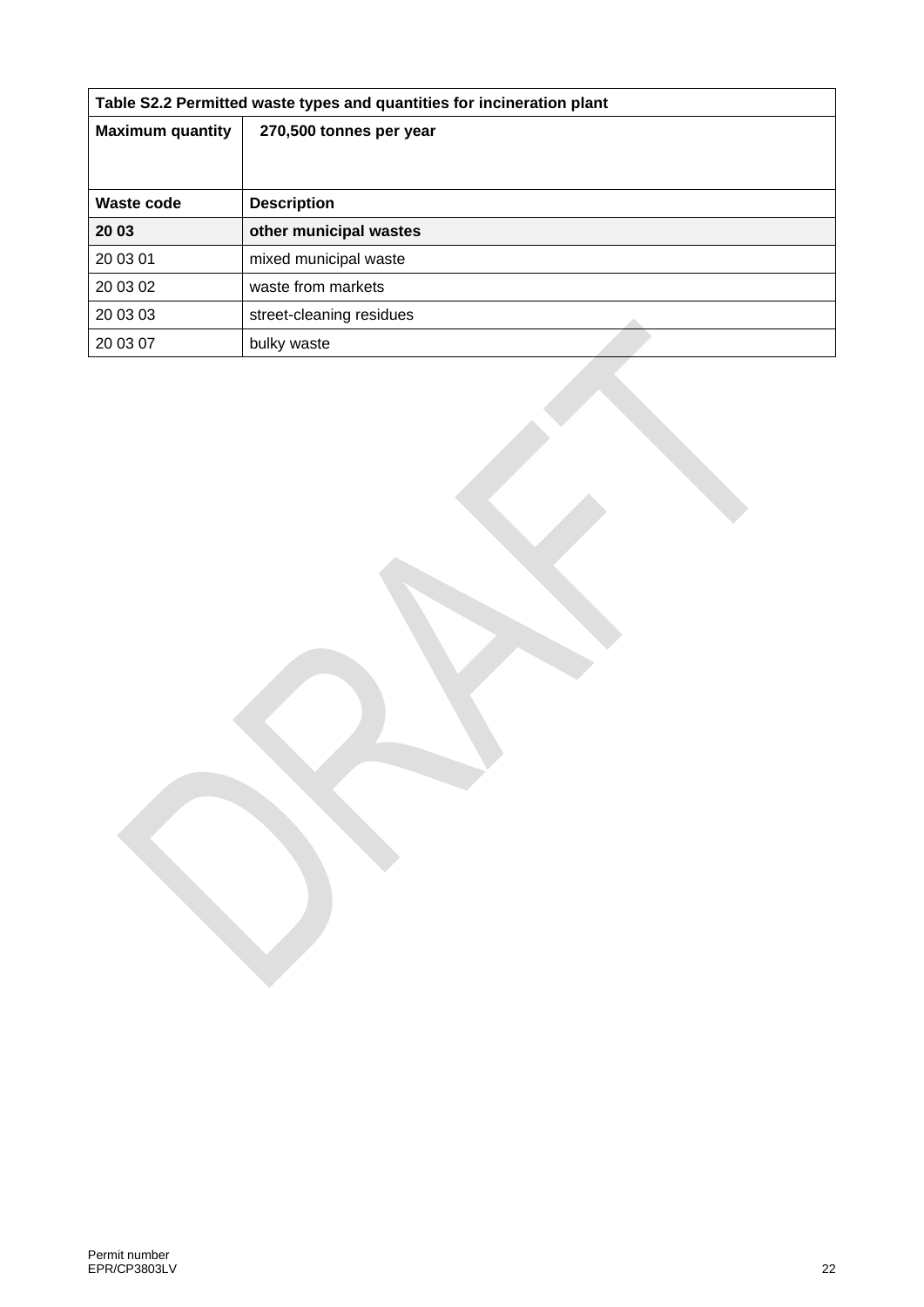| Table S2.2 Permitted waste types and quantities for incineration plant | |
|---|---|
| **Maximum quantity** | **270,500 tonnes per year** |
| **Waste code** | **Description** |
| **20 03** | **other municipal wastes** |
| 20 03 01 | mixed municipal waste |
| 20 03 02 | waste from markets |
| 20 03 03 | street-cleaning residues |
| 20 03 07 | bulky waste |

Permit number
EPR/CP3803LV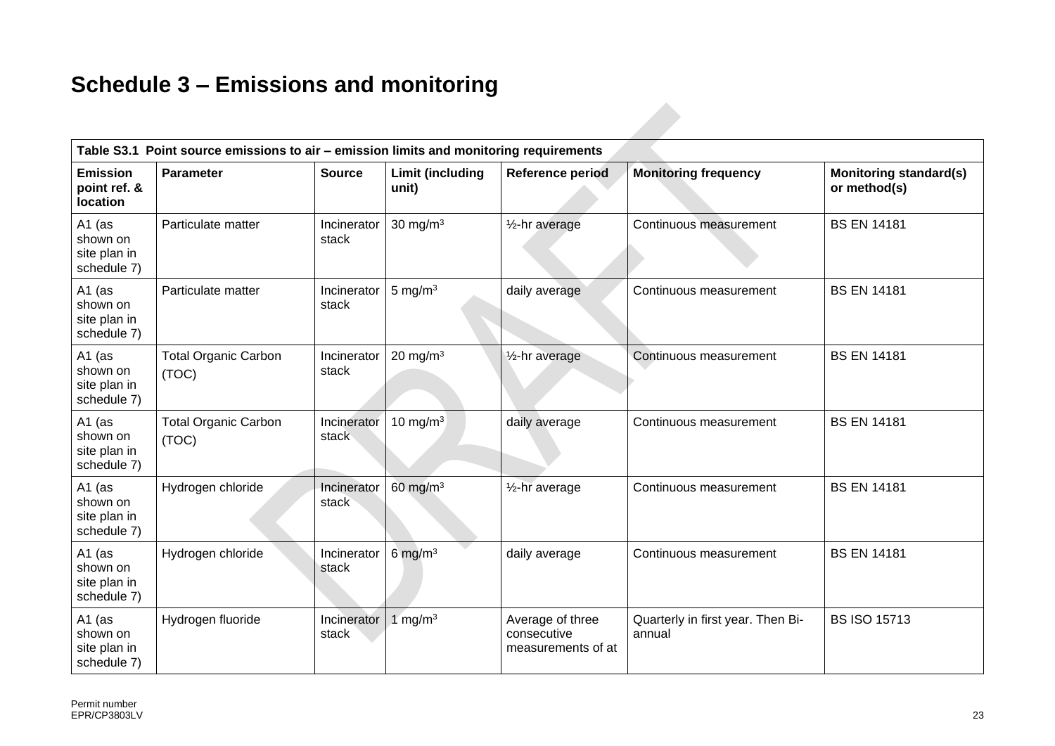# Schedule 3 – Emissions and monitoring

| Table S3.1 Point source emissions to air – emission limits and monitoring requirements | | | | | | |
|---|---|---|---|---|---|---|
| **Emission point ref. & location** | **Parameter** | **Source** | **Limit (including unit)** | **Reference period** | **Monitoring frequency** | **Monitoring standard(s) or method(s)** |
| A1 (as shown on site plan in schedule 7) | Particulate matter | Incinerator stack | 30 mg/m$^3$ | ½-hr average | Continuous measurement | BS EN 14181 |
| A1 (as shown on site plan in schedule 7) | Particulate matter | Incinerator stack | 5 mg/m$^3$ | daily average | Continuous measurement | BS EN 14181 |
| A1 (as shown on site plan in schedule 7) | Total Organic Carbon (TOC) | Incinerator stack | 20 mg/m$^3$ | ½-hr average | Continuous measurement | BS EN 14181 |
| A1 (as shown on site plan in schedule 7) | Total Organic Carbon (TOC) | Incinerator stack | 10 mg/m$^3$ | daily average | Continuous measurement | BS EN 14181 |
| A1 (as shown on site plan in schedule 7) | Hydrogen chloride | Incinerator stack | 60 mg/m$^3$ | ½-hr average | Continuous measurement | BS EN 14181 |
| A1 (as shown on site plan in schedule 7) | Hydrogen chloride | Incinerator stack | 6 mg/m$^3$ | daily average | Continuous measurement | BS EN 14181 |
| A1 (as shown on site plan in schedule 7) | Hydrogen fluoride | Incinerator stack | 1 mg/m$^3$ | Average of three consecutive measurements of at | Quarterly in first year. Then Bi-annual | BS ISO 15713 |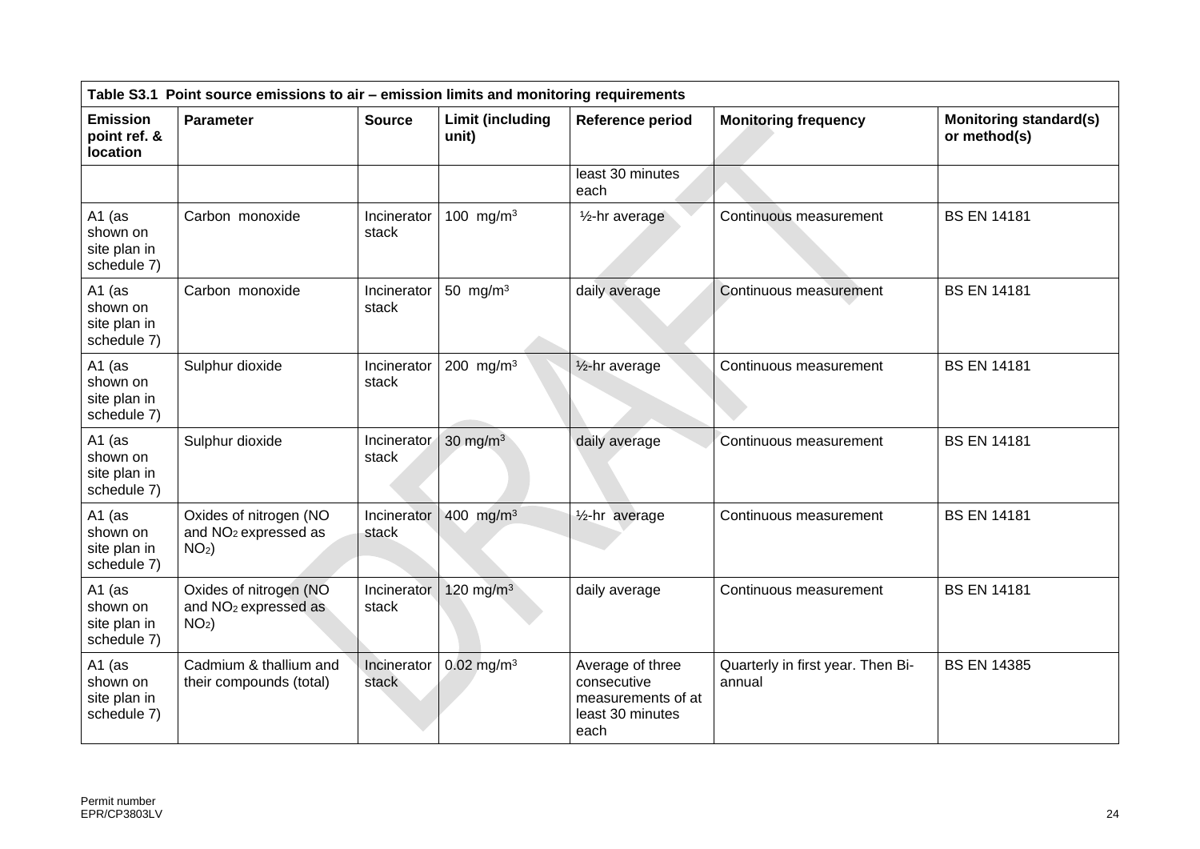| Table S3.1 Point source emissions to air – emission limits and monitoring requirements | | | | | | |
|---|---|---|---|---|---|---|
| **Emission point ref. & location** | **Parameter** | **Source** | **Limit (including unit)** | **Reference period** | **Monitoring frequency** | **Monitoring standard(s) or method(s)** |
| | | | | least 30 minutes each | | |
| A1 (as shown on site plan in schedule 7) | Carbon monoxide | Incinerator stack | 100 mg/m$^3$ | ½-hr average | Continuous measurement | BS EN 14181 |
| A1 (as shown on site plan in schedule 7) | Carbon monoxide | Incinerator stack | 50 mg/m$^3$ | daily average | Continuous measurement | BS EN 14181 |
| A1 (as shown on site plan in schedule 7) | Sulphur dioxide | Incinerator stack | 200 mg/m$^3$ | ½-hr average | Continuous measurement | BS EN 14181 |
| A1 (as shown on site plan in schedule 7) | Sulphur dioxide | Incinerator stack | 30 mg/m$^3$ | daily average | Continuous measurement | BS EN 14181 |
| A1 (as shown on site plan in schedule 7) | Oxides of nitrogen (NO and $NO_2$ expressed as $NO_2$) | Incinerator stack | 400 mg/m$^3$ | ½-hr average | Continuous measurement | BS EN 14181 |
| A1 (as shown on site plan in schedule 7) | Oxides of nitrogen (NO and $NO_2$ expressed as $NO_2$) | Incinerator stack | 120 mg/m$^3$ | daily average | Continuous measurement | BS EN 14181 |
| A1 (as shown on site plan in schedule 7) | Cadmium & thallium and their compounds (total) | Incinerator stack | 0.02 mg/m$^3$ | Average of three consecutive measurements of at least 30 minutes each | Quarterly in first year. Then Bi-annual | BS EN 14385 |

Permit number
EPR/CP3803LV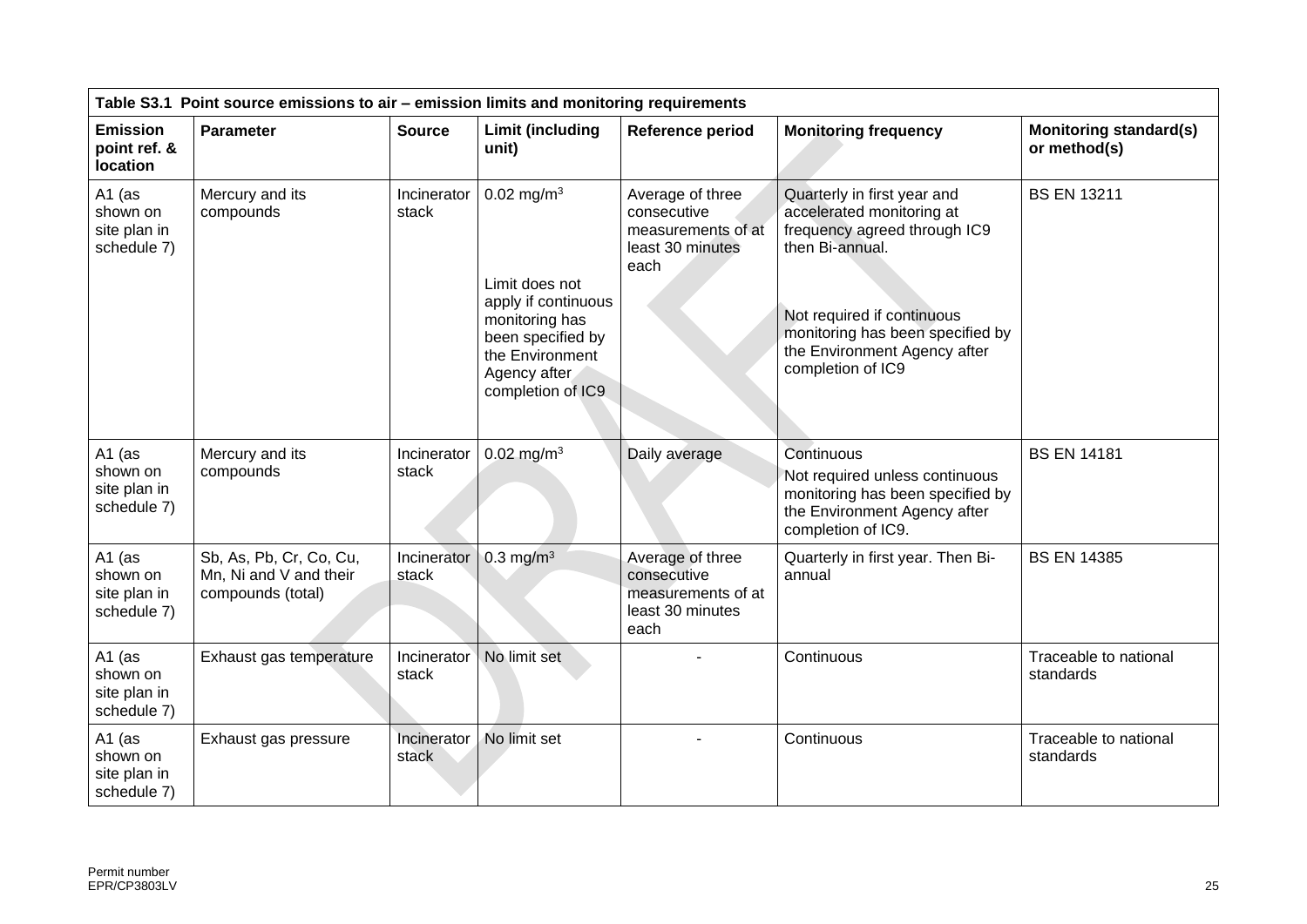| Table S3.1 Point source emissions to air – emission limits and monitoring requirements | | | | | | |
|---|---|---|---|---|---|---|
| **Emission point ref. & location** | **Parameter** | **Source** | **Limit (including unit)** | **Reference period** | **Monitoring frequency** | **Monitoring standard(s) or method(s)** |
| A1 (as shown on site plan in schedule 7) | Mercury and its compounds | Incinerator stack | 0.02 $mg/m^3$<br><br>Limit does not apply if continuous monitoring has been specified by the Environment Agency after completion of IC9 | Average of three consecutive measurements of at least 30 minutes each | Quarterly in first year and accelerated monitoring at frequency agreed through IC9 then Bi-annual.<br><br>Not required if continuous monitoring has been specified by the Environment Agency after completion of IC9 | BS EN 13211 |
| A1 (as shown on site plan in schedule 7) | Mercury and its compounds | Incinerator stack | 0.02 $mg/m^3$ | Daily average | Continuous<br>Not required unless continuous monitoring has been specified by the Environment Agency after completion of IC9. | BS EN 14181 |
| A1 (as shown on site plan in schedule 7) | Sb, As, Pb, Cr, Co, Cu, Mn, Ni and V and their compounds (total) | Incinerator stack | 0.3 $mg/m^3$ | Average of three consecutive measurements of at least 30 minutes each | Quarterly in first year. Then Bi-annual | BS EN 14385 |
| A1 (as shown on site plan in schedule 7) | Exhaust gas temperature | Incinerator stack | No limit set | - | Continuous | Traceable to national standards |
| A1 (as shown on site plan in schedule 7) | Exhaust gas pressure | Incinerator stack | No limit set | - | Continuous | Traceable to national standards |

Permit number
EPR/CP3803LV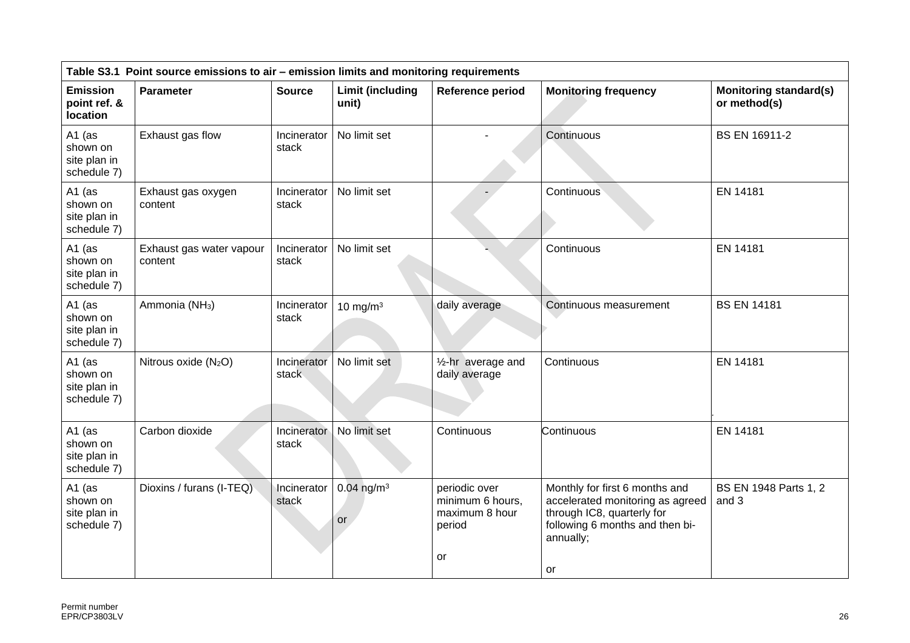| Table S3.1 Point source emissions to air – emission limits and monitoring requirements | | | | | | |
|---|---|---|---|---|---|---|
| **Emission point ref. & location** | **Parameter** | **Source** | **Limit (including unit)** | **Reference period** | **Monitoring frequency** | **Monitoring standard(s) or method(s)** |
| A1 (as shown on site plan in schedule 7) | Exhaust gas flow | Incinerator stack | No limit set | - | Continuous | BS EN 16911-2 |
| A1 (as shown on site plan in schedule 7) | Exhaust gas oxygen content | Incinerator stack | No limit set | - | Continuous | EN 14181 |
| A1 (as shown on site plan in schedule 7) | Exhaust gas water vapour content | Incinerator stack | No limit set | - | Continuous | EN 14181 |
| A1 (as shown on site plan in schedule 7) | Ammonia ($NH_3$) | Incinerator stack | 10 mg/m$^3$ | daily average | Continuous measurement | BS EN 14181 |
| A1 (as shown on site plan in schedule 7) | Nitrous oxide ($N_2O$) | Incinerator stack | No limit set | ½-hr average and daily average | Continuous | EN 14181 |
| A1 (as shown on site plan in schedule 7) | Carbon dioxide | Incinerator stack | No limit set | Continuous | Continuous | EN 14181 |
| A1 (as shown on site plan in schedule 7) | Dioxins / furans (I-TEQ) | Incinerator stack | 0.04 ng/m$^3$<br><br>or | periodic over minimum 6 hours, maximum 8 hour period<br><br>or | Monthly for first 6 months and accelerated monitoring as agreed through IC8, quarterly for following 6 months and then bi-annually;<br><br>or | BS EN 1948 Parts 1, 2 and 3 |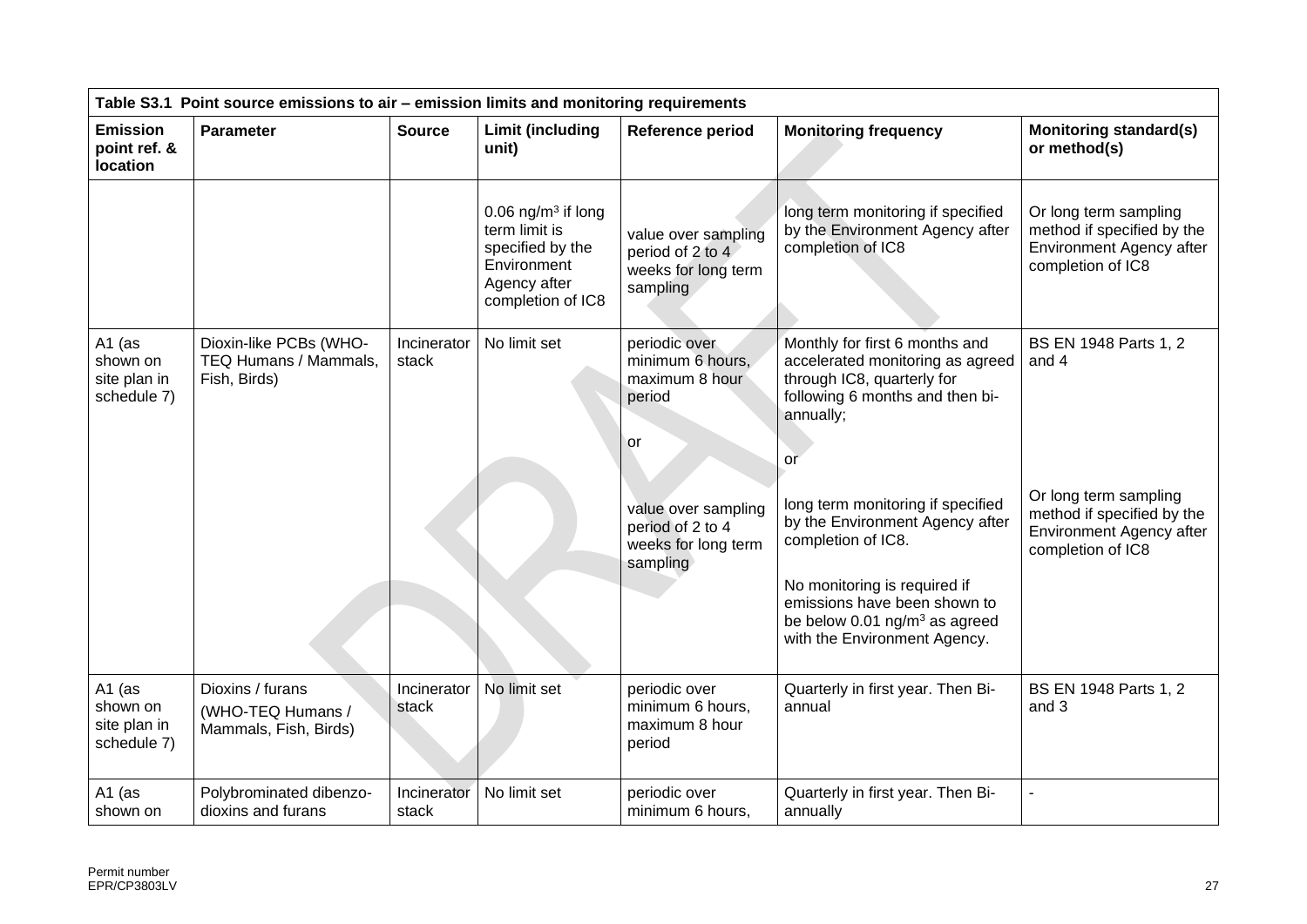| Table S3.1 Point source emissions to air – emission limits and monitoring requirements | | | | | | |
|---|---|---|---|---|---|---|
| **Emission point ref. & location** | **Parameter** | **Source** | **Limit (including unit)** | **Reference period** | **Monitoring frequency** | **Monitoring standard(s) or method(s)** |
| | | | 0.06 ng/m$^3$ if long term limit is specified by the Environment Agency after completion of IC8 | value over sampling period of 2 to 4 weeks for long term sampling | long term monitoring if specified by the Environment Agency after completion of IC8 | Or long term sampling method if specified by the Environment Agency after completion of IC8 |
| A1 (as shown on site plan in schedule 7) | Dioxin-like PCBs (WHO-TEQ Humans / Mammals, Fish, Birds) | Incinerator stack | No limit set | periodic over minimum 6 hours, maximum 8 hour period<br><br>or<br><br>value over sampling period of 2 to 4 weeks for long term sampling | Monthly for first 6 months and accelerated monitoring as agreed through IC8, quarterly for following 6 months and then bi-annually;<br><br>or<br><br>long term monitoring if specified by the Environment Agency after completion of IC8.<br><br>No monitoring is required if emissions have been shown to be below 0.01 ng/m$^3$ as agreed with the Environment Agency. | BS EN 1948 Parts 1, 2 and 4<br><br>Or long term sampling method if specified by the Environment Agency after completion of IC8 |
| A1 (as shown on site plan in schedule 7) | Dioxins / furans (WHO-TEQ Humans / Mammals, Fish, Birds) | Incinerator stack | No limit set | periodic over minimum 6 hours, maximum 8 hour period | Quarterly in first year. Then Bi-annual | BS EN 1948 Parts 1, 2 and 3 |
| A1 (as shown on | Polybrominated dibenzo-dioxins and furans | Incinerator stack | No limit set | periodic over minimum 6 hours, | Quarterly in first year. Then Bi-annually | - |

Permit number
EPR/CP3803LV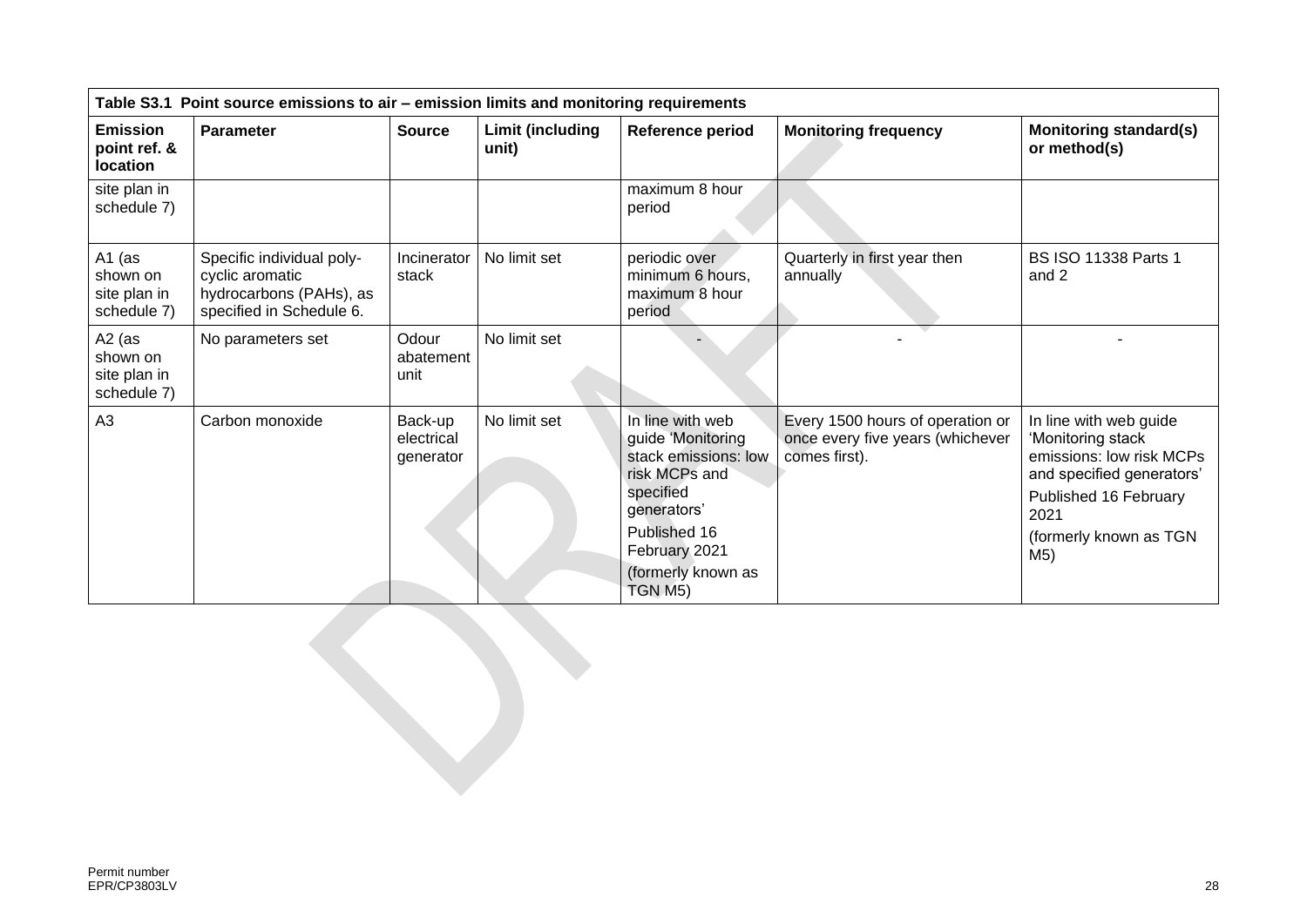| Table S3.1 Point source emissions to air – emission limits and monitoring requirements | | | | | | |
|---|---|---|---|---|---|---|
| **Emission point ref. & location** | **Parameter** | **Source** | **Limit (including unit)** | **Reference period** | **Monitoring frequency** | **Monitoring standard(s) or method(s)** |
| site plan in schedule 7) | | | | maximum 8 hour period | | |
| A1 (as shown on site plan in schedule 7) | Specific individual poly-cyclic aromatic hydrocarbons (PAHs), as specified in Schedule 6. | Incinerator stack | No limit set | periodic over minimum 6 hours, maximum 8 hour period | Quarterly in first year then annually | BS ISO 11338 Parts 1 and 2 |
| A2 (as shown on site plan in schedule 7) | No parameters set | Odour abatement unit | No limit set | - | - | - |
| A3 | Carbon monoxide | Back-up electrical generator | No limit set | In line with web guide 'Monitoring stack emissions: low risk MCPs and specified generators' Published 16 February 2021 (formerly known as TGN M5) | Every 1500 hours of operation or once every five years (whichever comes first). | In line with web guide 'Monitoring stack emissions: low risk MCPs and specified generators' Published 16 February 2021 (formerly known as TGN M5) |

Permit number
EPR/CP3803LV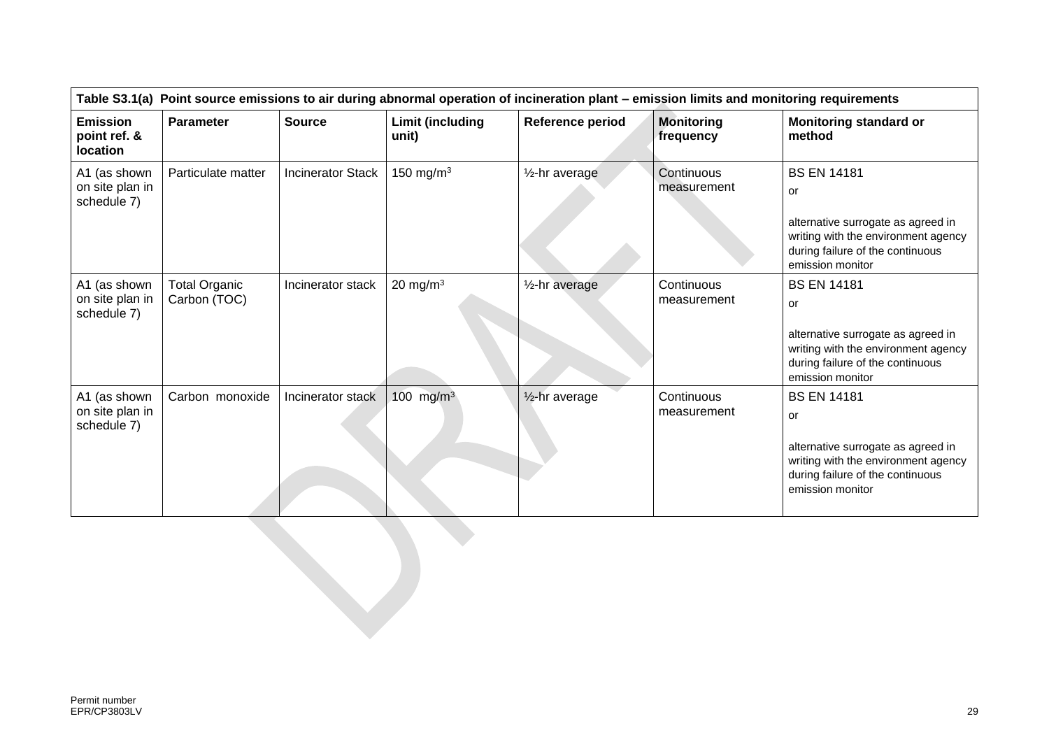| Table S3.1(a) Point source emissions to air during abnormal operation of incineration plant – emission limits and monitoring requirements | | | | | | |
|---|---|---|---|---|---|---|
| **Emission point ref. & location** | **Parameter** | **Source** | **Limit (including unit)** | **Reference period** | **Monitoring frequency** | **Monitoring standard or method** |
| A1 (as shown on site plan in schedule 7) | Particulate matter | Incinerator Stack | 150 mg/m$^3$ | ½-hr average | Continuous measurement | BS EN 14181<br>or<br>alternative surrogate as agreed in writing with the environment agency during failure of the continuous emission monitor |
| A1 (as shown on site plan in schedule 7) | Total Organic Carbon (TOC) | Incinerator stack | 20 mg/m$^3$ | ½-hr average | Continuous measurement | BS EN 14181<br>or<br>alternative surrogate as agreed in writing with the environment agency during failure of the continuous emission monitor |
| A1 (as shown on site plan in schedule 7) | Carbon monoxide | Incinerator stack | 100 mg/m$^3$ | ½-hr average | Continuous measurement | BS EN 14181<br>or<br>alternative surrogate as agreed in writing with the environment agency during failure of the continuous emission monitor |

Permit number
EPR/CP3803LV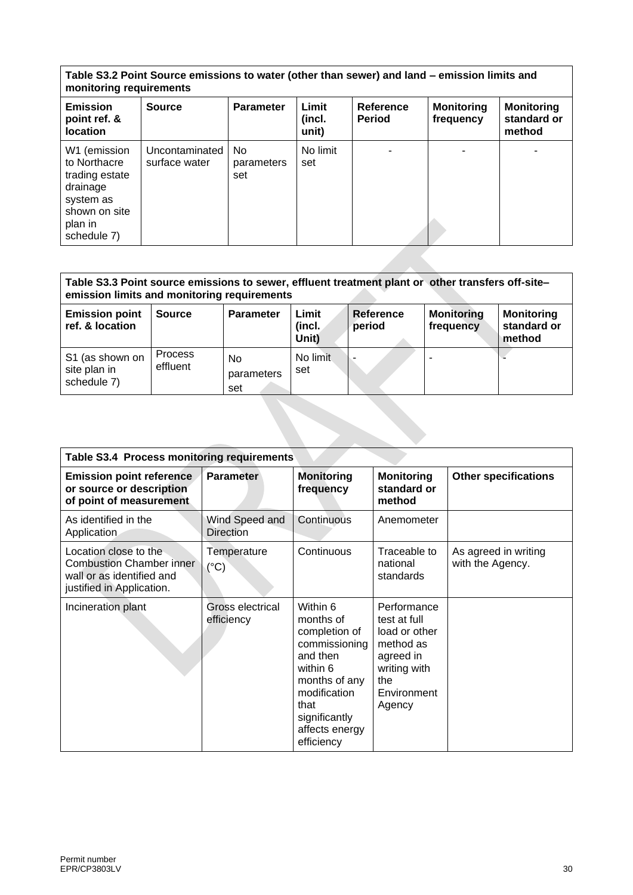| Table S3.2 Point Source emissions to water (other than sewer) and land – emission limits and monitoring requirements | | | | | | |
|---|---|---|---|---|---|---|
| **Emission point ref. & location** | **Source** | **Parameter** | **Limit (incl. unit)** | **Reference Period** | **Monitoring frequency** | **Monitoring standard or method** |
| W1 (emission to Northacre trading estate drainage system as shown on site plan in schedule 7) | Uncontaminated surface water | No parameters set | No limit set | - | - | - |

| Table S3.3 Point source emissions to sewer, effluent treatment plant or other transfers off-site– emission limits and monitoring requirements | | | | | | |
|---|---|---|---|---|---|---|
| **Emission point ref. & location** | **Source** | **Parameter** | **Limit (incl. Unit)** | **Reference period** | **Monitoring frequency** | **Monitoring standard or method** |
| S1 (as shown on site plan in schedule 7) | Process effluent | No parameters set | No limit set | - | - | - |

| Table S3.4 Process monitoring requirements | | | | |
|---|---|---|---|---|
| **Emission point reference or source or description of point of measurement** | **Parameter** | **Monitoring frequency** | **Monitoring standard or method** | **Other specifications** |
| As identified in the Application | Wind Speed and Direction | Continuous | Anemometer | |
| Location close to the Combustion Chamber inner wall or as identified and justified in Application. | Temperature (°C) | Continuous | Traceable to national standards | As agreed in writing with the Agency. |
| Incineration plant | Gross electrical efficiency | Within 6 months of completion of commissioning and then within 6 months of any modification that significantly affects energy efficiency | Performance test at full load or other method as agreed in writing with the Environment Agency | |

Permit number
EPR/CP3803LV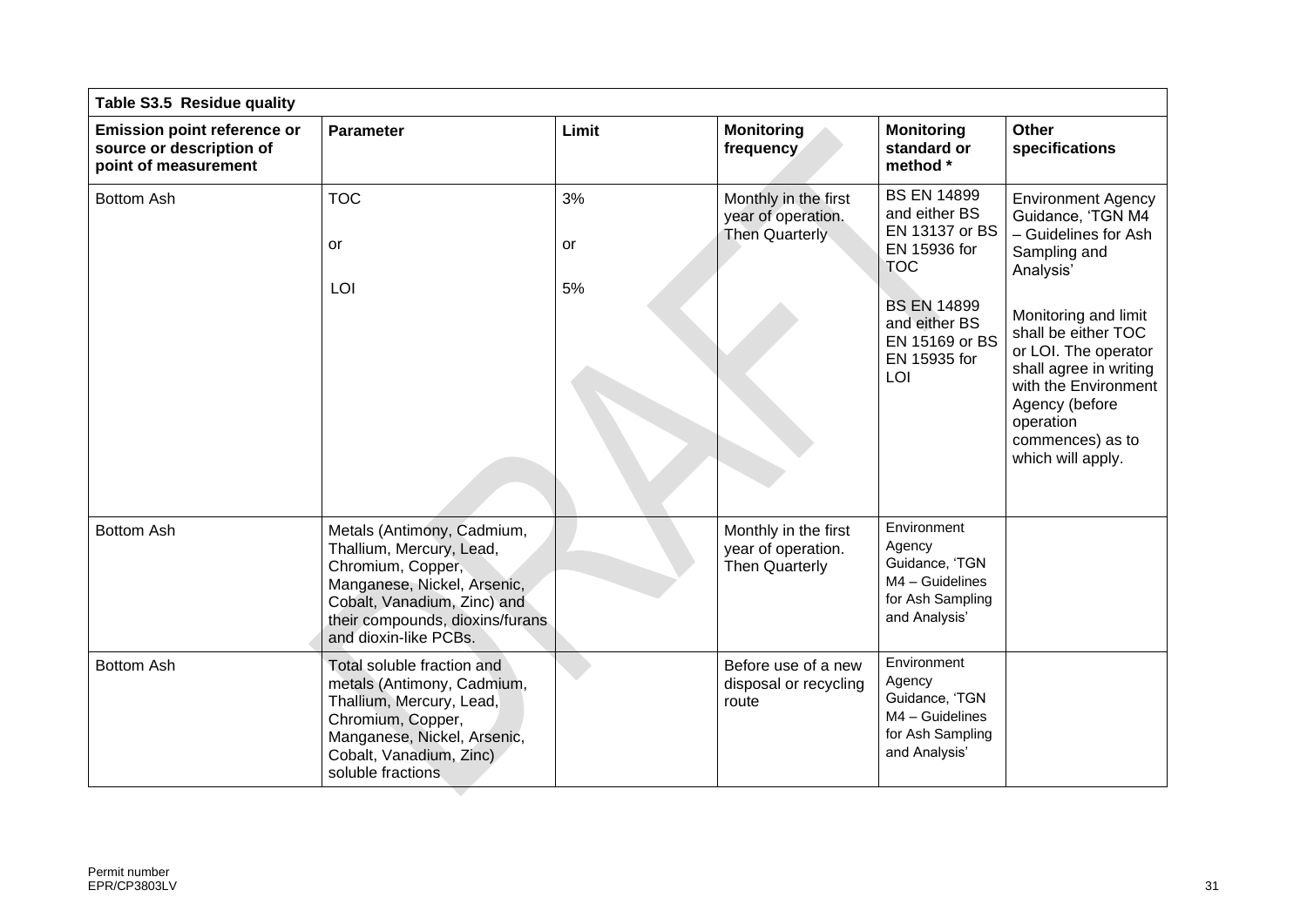| Table S3.5 Residue quality | | | | | |
|---|---|---|---|---|---|
| **Emission point reference or source or description of point of measurement** | **Parameter** | **Limit** | **Monitoring frequency** | **Monitoring standard or method *** | **Other specifications** |
| Bottom Ash | TOC<br><br>or<br><br>LOI | 3%<br><br>or<br><br>5% | Monthly in the first year of operation. Then Quarterly | BS EN 14899 and either BS EN 13137 or BS EN 15936 for TOC<br><br>BS EN 14899 and either BS EN 15169 or BS EN 15935 for LOI | Environment Agency Guidance, 'TGN M4 – Guidelines for Ash Sampling and Analysis'<br><br>Monitoring and limit shall be either TOC or LOI. The operator shall agree in writing with the Environment Agency (before operation commences) as to which will apply. |
| Bottom Ash | Metals (Antimony, Cadmium, Thallium, Mercury, Lead, Chromium, Copper, Manganese, Nickel, Arsenic, Cobalt, Vanadium, Zinc) and their compounds, dioxins/furans and dioxin-like PCBs. | | Monthly in the first year of operation. Then Quarterly | Environment Agency Guidance, 'TGN M4 – Guidelines for Ash Sampling and Analysis' | |
| Bottom Ash | Total soluble fraction and metals (Antimony, Cadmium, Thallium, Mercury, Lead, Chromium, Copper, Manganese, Nickel, Arsenic, Cobalt, Vanadium, Zinc) soluble fractions | | Before use of a new disposal or recycling route | Environment Agency Guidance, 'TGN M4 – Guidelines for Ash Sampling and Analysis' | |

Permit number
EPR/CP3803LV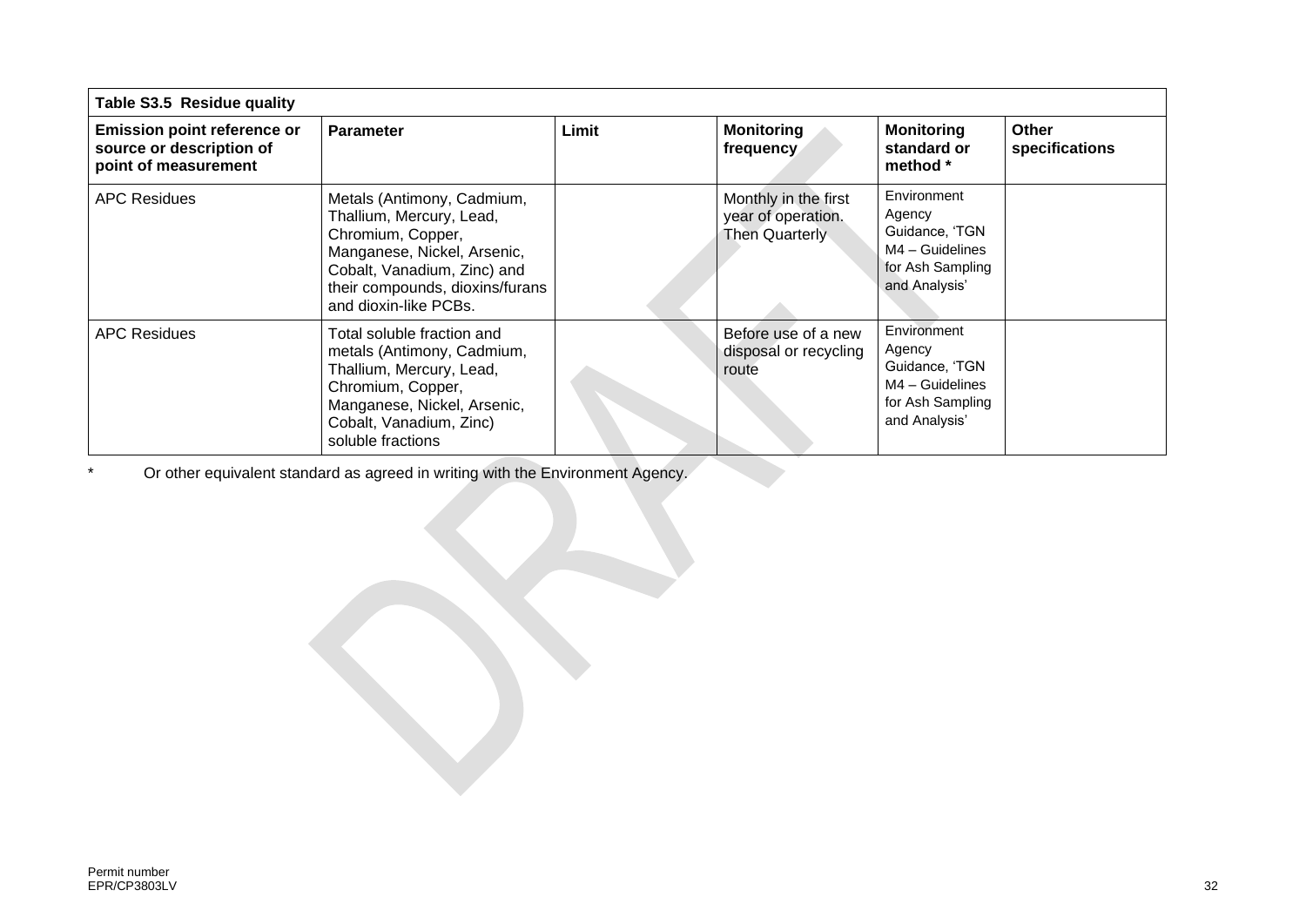| Table S3.5 Residue quality | | | | | |
|---|---|---|---|---|---|
| **Emission point reference or source or description of point of measurement** | **Parameter** | **Limit** | **Monitoring frequency** | **Monitoring standard or method *** | **Other specifications** |
| APC Residues | Metals (Antimony, Cadmium, Thallium, Mercury, Lead, Chromium, Copper, Manganese, Nickel, Arsenic, Cobalt, Vanadium, Zinc) and their compounds, dioxins/furans and dioxin-like PCBs. | | Monthly in the first year of operation. Then Quarterly | Environment Agency Guidance, 'TGN M4 – Guidelines for Ash Sampling and Analysis' | |
| APC Residues | Total soluble fraction and metals (Antimony, Cadmium, Thallium, Mercury, Lead, Chromium, Copper, Manganese, Nickel, Arsenic, Cobalt, Vanadium, Zinc) soluble fractions | | Before use of a new disposal or recycling route | Environment Agency Guidance, 'TGN M4 – Guidelines for Ash Sampling and Analysis' | |

* Or other equivalent standard as agreed in writing with the Environment Agency.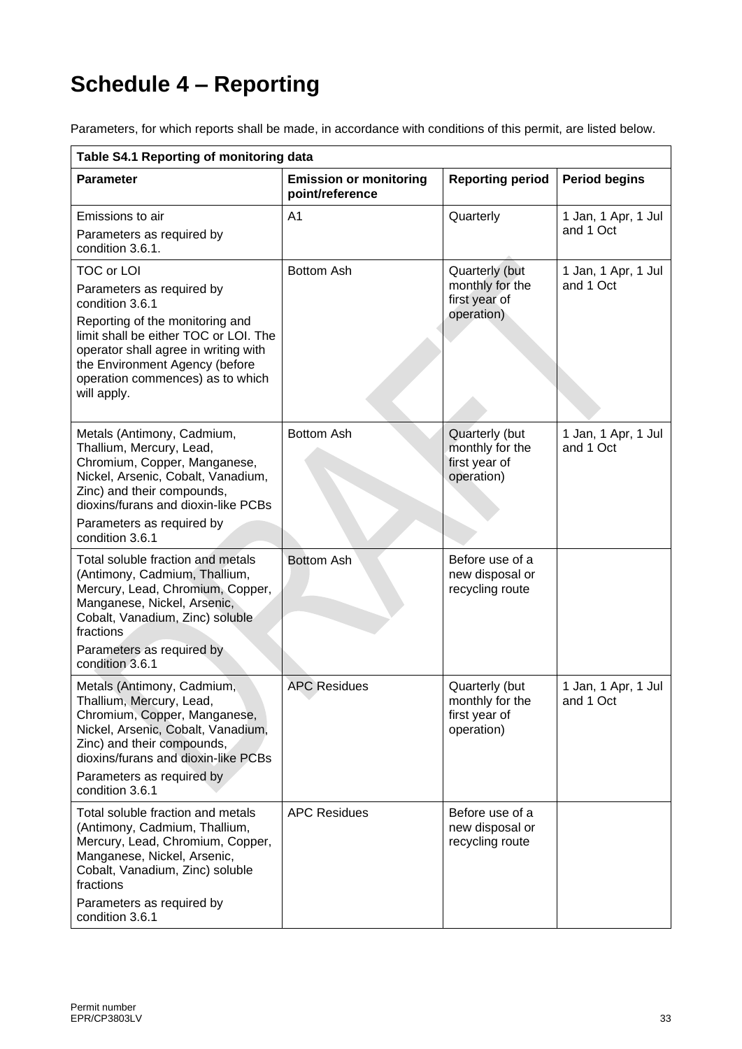# Schedule 4 – Reporting

Parameters, for which reports shall be made, in accordance with conditions of this permit, are listed below.

| Table S4.1 Reporting of monitoring data | | | |
|---|---|---|---|
| **Parameter** | **Emission or monitoring point/reference** | **Reporting period** | **Period begins** |
| Emissions to air<br>Parameters as required by condition 3.6.1. | A1 | Quarterly | 1 Jan, 1 Apr, 1 Jul and 1 Oct |
| TOC or LOI<br>Parameters as required by condition 3.6.1<br>Reporting of the monitoring and limit shall be either TOC or LOI. The operator shall agree in writing with the Environment Agency (before operation commences) as to which will apply. | Bottom Ash | Quarterly (but monthly for the first year of operation) | 1 Jan, 1 Apr, 1 Jul and 1 Oct |
| Metals (Antimony, Cadmium, Thallium, Mercury, Lead, Chromium, Copper, Manganese, Nickel, Arsenic, Cobalt, Vanadium, Zinc) and their compounds, dioxins/furans and dioxin-like PCBs<br>Parameters as required by condition 3.6.1 | Bottom Ash | Quarterly (but monthly for the first year of operation) | 1 Jan, 1 Apr, 1 Jul and 1 Oct |
| Total soluble fraction and metals (Antimony, Cadmium, Thallium, Mercury, Lead, Chromium, Copper, Manganese, Nickel, Arsenic, Cobalt, Vanadium, Zinc) soluble fractions<br>Parameters as required by condition 3.6.1 | Bottom Ash | Before use of a new disposal or recycling route | |
| Metals (Antimony, Cadmium, Thallium, Mercury, Lead, Chromium, Copper, Manganese, Nickel, Arsenic, Cobalt, Vanadium, Zinc) and their compounds, dioxins/furans and dioxin-like PCBs<br>Parameters as required by condition 3.6.1 | APC Residues | Quarterly (but monthly for the first year of operation) | 1 Jan, 1 Apr, 1 Jul and 1 Oct |
| Total soluble fraction and metals (Antimony, Cadmium, Thallium, Mercury, Lead, Chromium, Copper, Manganese, Nickel, Arsenic, Cobalt, Vanadium, Zinc) soluble fractions<br>Parameters as required by condition 3.6.1 | APC Residues | Before use of a new disposal or recycling route | |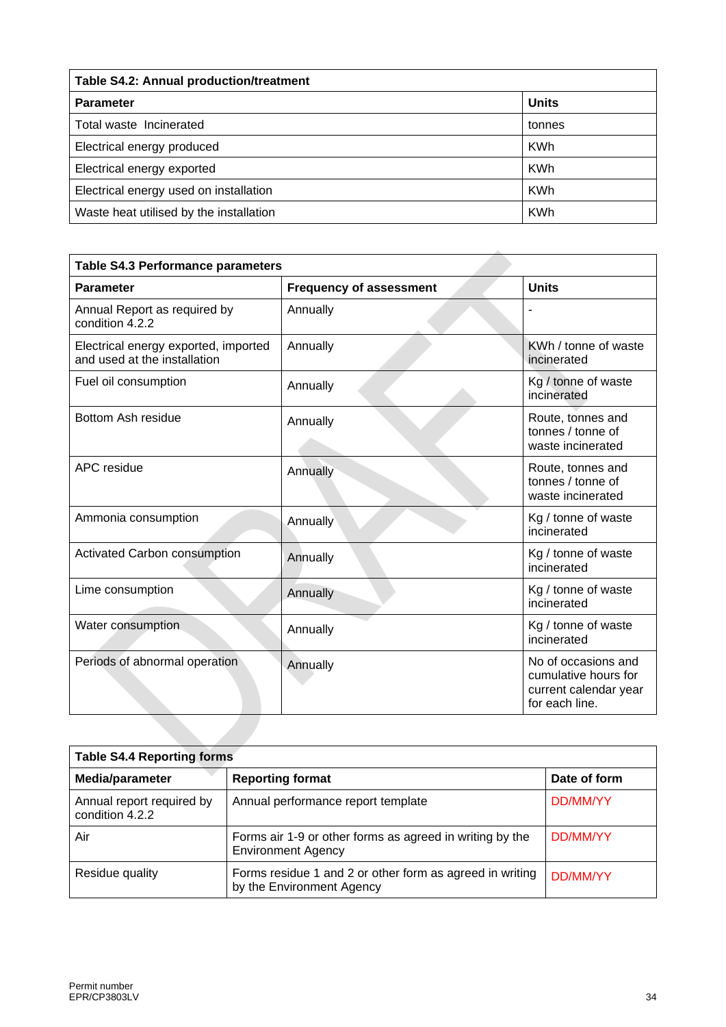| Table S4.2: Annual production/treatment | |
|---|---|
| **Parameter** | **Units** |
| Total waste Incinerated | tonnes |
| Electrical energy produced | KWh |
| Electrical energy exported | KWh |
| Electrical energy used on installation | KWh |
| Waste heat utilised by the installation | KWh |

| Table S4.3 Performance parameters | | |
|---|---|---|
| **Parameter** | **Frequency of assessment** | **Units** |
| Annual Report as required by condition 4.2.2 | Annually | - |
| Electrical energy exported, imported and used at the installation | Annually | KWh / tonne of waste incinerated |
| Fuel oil consumption | Annually | Kg / tonne of waste incinerated |
| Bottom Ash residue | Annually | Route, tonnes and tonnes / tonne of waste incinerated |
| APC residue | Annually | Route, tonnes and tonnes / tonne of waste incinerated |
| Ammonia consumption | Annually | Kg / tonne of waste incinerated |
| Activated Carbon consumption | Annually | Kg / tonne of waste incinerated |
| Lime consumption | Annually | Kg / tonne of waste incinerated |
| Water consumption | Annually | Kg / tonne of waste incinerated |
| Periods of abnormal operation | Annually | No of occasions and cumulative hours for current calendar year for each line. |

| Table S4.4 Reporting forms | | |
|---|---|---|
| **Media/parameter** | **Reporting format** | **Date of form** |
| Annual report required by condition 4.2.2 | Annual performance report template | DD/MM/YY |
| Air | Forms air 1-9 or other forms as agreed in writing by the Environment Agency | DD/MM/YY |
| Residue quality | Forms residue 1 and 2 or other form as agreed in writing by the Environment Agency | DD/MM/YY |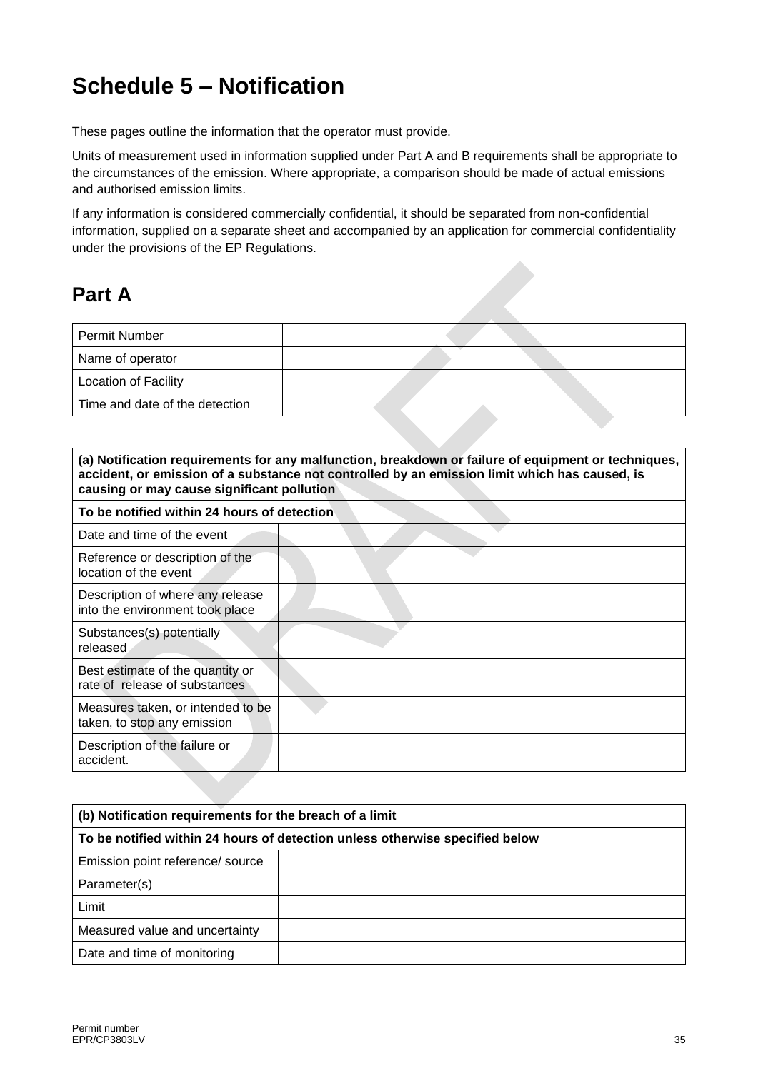# Schedule 5 – Notification

These pages outline the information that the operator must provide.

Units of measurement used in information supplied under Part A and B requirements shall be appropriate to the circumstances of the emission. Where appropriate, a comparison should be made of actual emissions and authorised emission limits.

If any information is considered commercially confidential, it should be separated from non-confidential information, supplied on a separate sheet and accompanied by an application for commercial confidentiality under the provisions of the EP Regulations.

## Part A

| | |
|---|---|
| Permit Number | |
| Name of operator | |
| Location of Facility | |
| Time and date of the detection | |

| **(a) Notification requirements for any malfunction, breakdown or failure of equipment or techniques, accident, or emission of a substance not controlled by an emission limit which has caused, is causing or may cause significant pollution** | |
|---|---|
| **To be notified within 24 hours of detection** | |
| Date and time of the event | |
| Reference or description of the location of the event | |
| Description of where any release into the environment took place | |
| Substances(s) potentially released | |
| Best estimate of the quantity or rate of release of substances | |
| Measures taken, or intended to be taken, to stop any emission | |
| Description of the failure or accident. | |

| **(b) Notification requirements for the breach of a limit** | |
|---|---|
| **To be notified within 24 hours of detection unless otherwise specified below** | |
| Emission point reference/ source | |
| Parameter(s) | |
| Limit | |
| Measured value and uncertainty | |
| Date and time of monitoring | |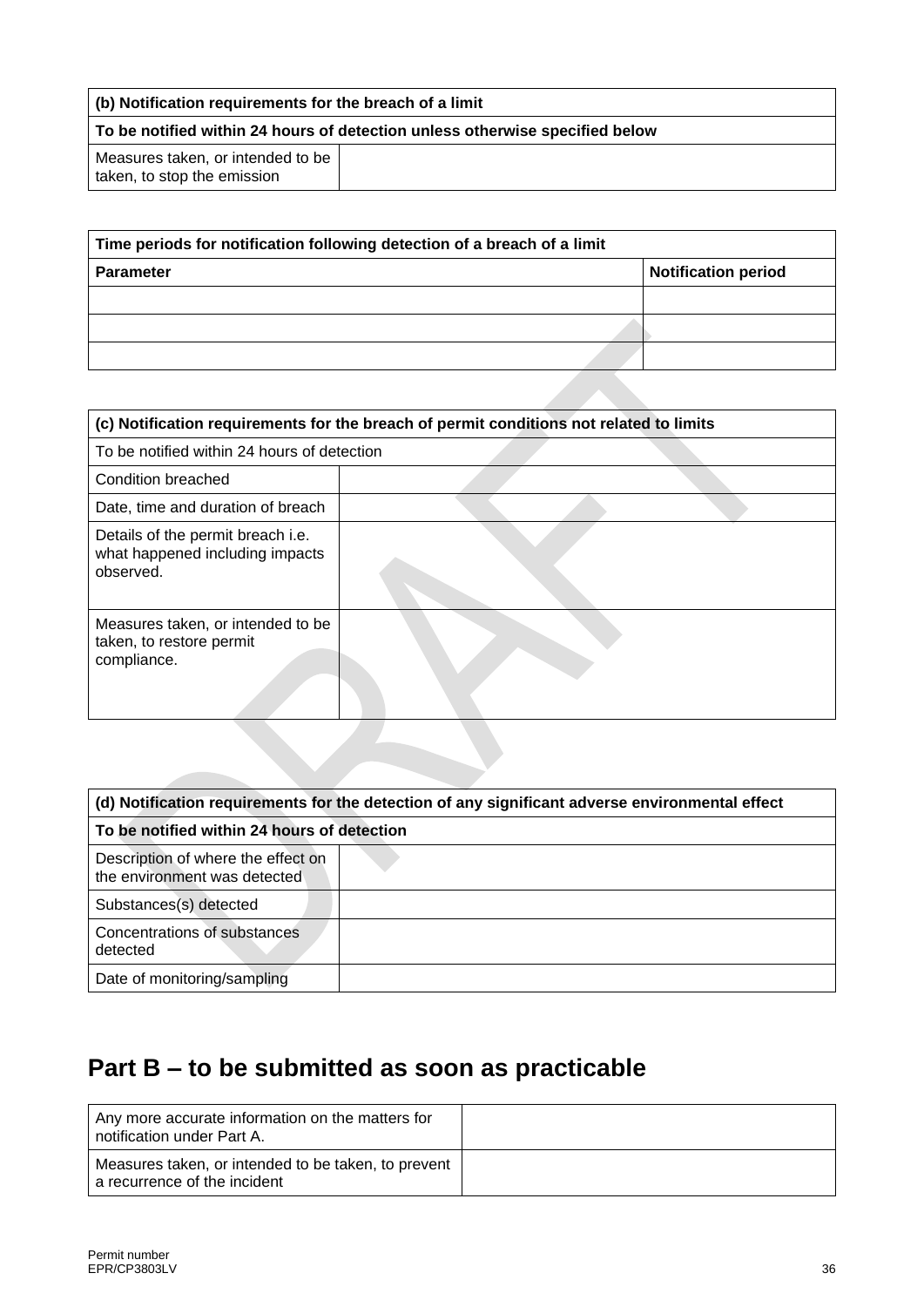| (b) Notification requirements for the breach of a limit | |
|---|---|
| **To be notified within 24 hours of detection unless otherwise specified below** | |
| Measures taken, or intended to be taken, to stop the emission | |

| Time periods for notification following detection of a breach of a limit | |
|---|---|
| **Parameter** | **Notification period** |
| | |
| | |
| | |

| (c) Notification requirements for the breach of permit conditions not related to limits | |
|---|---|
| To be notified within 24 hours of detection | |
| Condition breached | |
| Date, time and duration of breach | |
| Details of the permit breach i.e. what happened including impacts observed. | |
| Measures taken, or intended to be taken, to restore permit compliance. | |

| (d) Notification requirements for the detection of any significant adverse environmental effect | |
|---|---|
| **To be notified within 24 hours of detection** | |
| Description of where the effect on the environment was detected | |
| Substances(s) detected | |
| Concentrations of substances detected | |
| Date of monitoring/sampling | |

## Part B – to be submitted as soon as practicable

| Any more accurate information on the matters for notification under Part A. | |
|---|---|
| Measures taken, or intended to be taken, to prevent a recurrence of the incident | |

Permit number
EPR/CP3803LV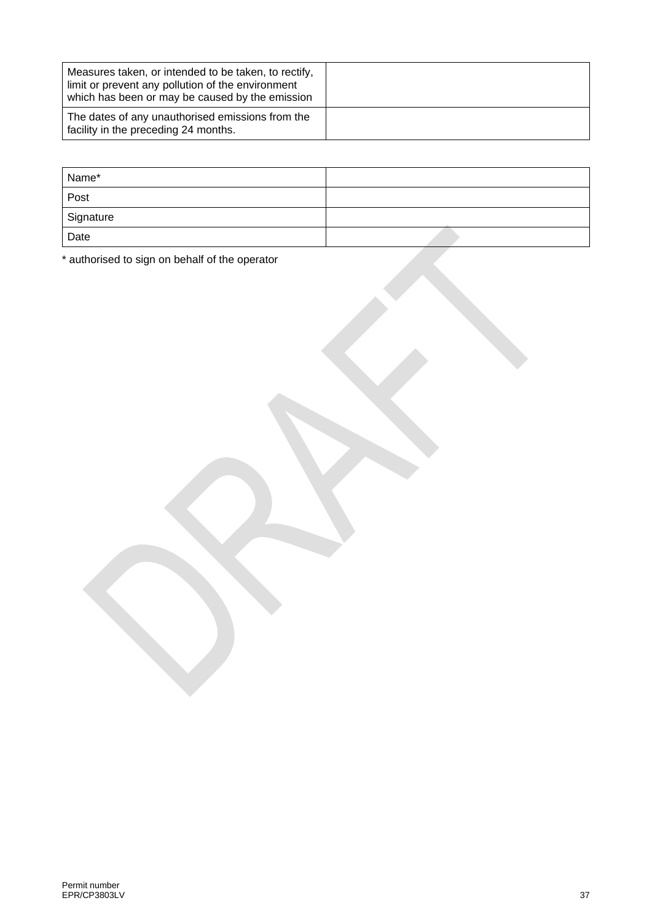| | |
|---|---|
| Measures taken, or intended to be taken, to rectify, limit or prevent any pollution of the environment which has been or may be caused by the emission | |
| The dates of any unauthorised emissions from the facility in the preceding 24 months. | |

| | |
|---|---|
| Name* | |
| Post | |
| Signature | |
| Date | |

* authorised to sign on behalf of the operator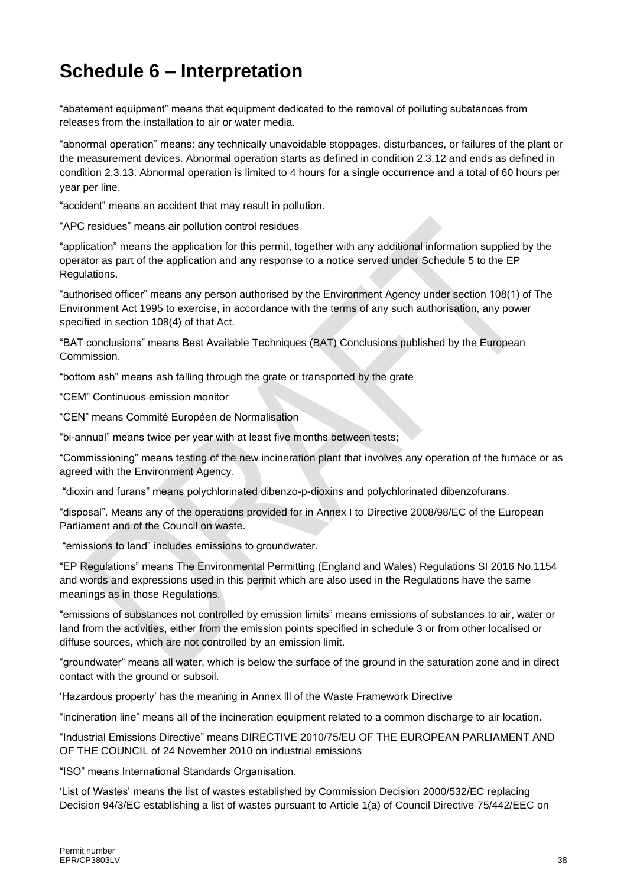# Schedule 6 – Interpretation

"abatement equipment" means that equipment dedicated to the removal of polluting substances from releases from the installation to air or water media.

"abnormal operation" means: any technically unavoidable stoppages, disturbances, or failures of the plant or the measurement devices. Abnormal operation starts as defined in condition 2.3.12 and ends as defined in condition 2.3.13. Abnormal operation is limited to 4 hours for a single occurrence and a total of 60 hours per year per line.

"accident" means an accident that may result in pollution.

"APC residues" means air pollution control residues

"application" means the application for this permit, together with any additional information supplied by the operator as part of the application and any response to a notice served under Schedule 5 to the EP Regulations.

"authorised officer" means any person authorised by the Environment Agency under section 108(1) of The Environment Act 1995 to exercise, in accordance with the terms of any such authorisation, any power specified in section 108(4) of that Act.

"BAT conclusions" means Best Available Techniques (BAT) Conclusions published by the European Commission.

"bottom ash" means ash falling through the grate or transported by the grate

"CEM" Continuous emission monitor

"CEN" means Commité Européen de Normalisation

"bi-annual" means twice per year with at least five months between tests;

"Commissioning" means testing of the new incineration plant that involves any operation of the furnace or as agreed with the Environment Agency.

"dioxin and furans" means polychlorinated dibenzo-p-dioxins and polychlorinated dibenzofurans.

"disposal". Means any of the operations provided for in Annex I to Directive 2008/98/EC of the European Parliament and of the Council on waste.

"emissions to land" includes emissions to groundwater.

"EP Regulations" means The Environmental Permitting (England and Wales) Regulations SI 2016 No.1154 and words and expressions used in this permit which are also used in the Regulations have the same meanings as in those Regulations.

"emissions of substances not controlled by emission limits" means emissions of substances to air, water or land from the activities, either from the emission points specified in schedule 3 or from other localised or diffuse sources, which are not controlled by an emission limit.

"groundwater" means all water, which is below the surface of the ground in the saturation zone and in direct contact with the ground or subsoil.

'Hazardous property' has the meaning in Annex lll of the Waste Framework Directive

"incineration line" means all of the incineration equipment related to a common discharge to air location.

"Industrial Emissions Directive" means DIRECTIVE 2010/75/EU OF THE EUROPEAN PARLIAMENT AND OF THE COUNCIL of 24 November 2010 on industrial emissions

"ISO" means International Standards Organisation.

'List of Wastes' means the list of wastes established by Commission Decision 2000/532/EC replacing Decision 94/3/EC establishing a list of wastes pursuant to Article 1(a) of Council Directive 75/442/EEC on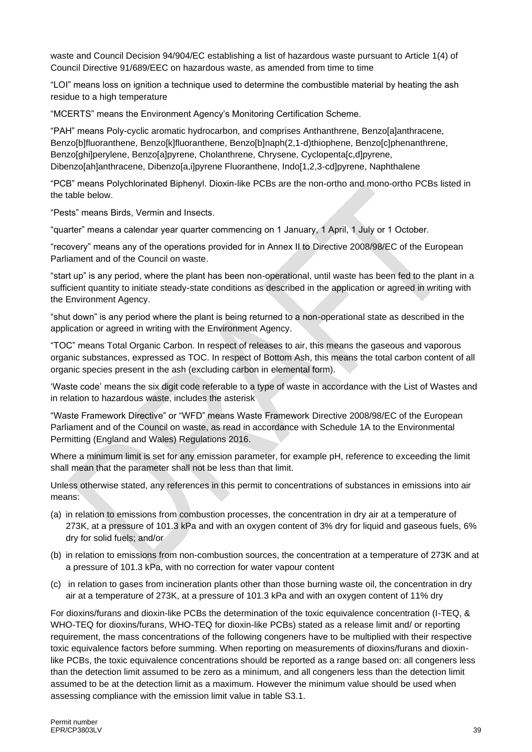waste and Council Decision 94/904/EC establishing a list of hazardous waste pursuant to Article 1(4) of Council Directive 91/689/EEC on hazardous waste, as amended from time to time

“LOI” means loss on ignition a technique used to determine the combustible material by heating the ash residue to a high temperature

“MCERTS” means the Environment Agency’s Monitoring Certification Scheme.

“PAH” means Poly-cyclic aromatic hydrocarbon, and comprises Anthanthrene, Benzo[a]anthracene, Benzo[b]fluoranthene, Benzo[k]fluoranthene, Benzo[b]naph(2,1-d)thiophene, Benzo[c]phenanthrene, Benzo[ghi]perylene, Benzo[a]pyrene, Cholanthrene, Chrysene, Cyclopenta[c,d]pyrene, Dibenzo[ah]anthracene, Dibenzo[a,i]pyrene Fluoranthene, Indo[1,2,3-cd]pyrene, Naphthalene

“PCB” means Polychlorinated Biphenyl. Dioxin-like PCBs are the non-ortho and mono-ortho PCBs listed in the table below.

“Pests” means Birds, Vermin and Insects.

“quarter” means a calendar year quarter commencing on 1 January, 1 April, 1 July or 1 October.

“recovery” means any of the operations provided for in Annex II to Directive 2008/98/EC of the European Parliament and of the Council on waste.

“start up” is any period, where the plant has been non-operational, until waste has been fed to the plant in a sufficient quantity to initiate steady-state conditions as described in the application or agreed in writing with the Environment Agency.

“shut down” is any period where the plant is being returned to a non-operational state as described in the application or agreed in writing with the Environment Agency.

“TOC” means Total Organic Carbon. In respect of releases to air, this means the gaseous and vaporous organic substances, expressed as TOC. In respect of Bottom Ash, this means the total carbon content of all organic species present in the ash (excluding carbon in elemental form).

‘Waste code’ means the six digit code referable to a type of waste in accordance with the List of Wastes and in relation to hazardous waste, includes the asterisk

“Waste Framework Directive” or “WFD” means Waste Framework Directive 2008/98/EC of the European Parliament and of the Council on waste, as read in accordance with Schedule 1A to the Environmental Permitting (England and Wales) Regulations 2016.

Where a minimum limit is set for any emission parameter, for example pH, reference to exceeding the limit shall mean that the parameter shall not be less than that limit.

Unless otherwise stated, any references in this permit to concentrations of substances in emissions into air means:

(a) in relation to emissions from combustion processes, the concentration in dry air at a temperature of 273K, at a pressure of 101.3 kPa and with an oxygen content of 3% dry for liquid and gaseous fuels, 6% dry for solid fuels; and/or

(b) in relation to emissions from non-combustion sources, the concentration at a temperature of 273K and at a pressure of 101.3 kPa, with no correction for water vapour content

(c) in relation to gases from incineration plants other than those burning waste oil, the concentration in dry air at a temperature of 273K, at a pressure of 101.3 kPa and with an oxygen content of 11% dry

For dioxins/furans and dioxin-like PCBs the determination of the toxic equivalence concentration (I-TEQ, & WHO-TEQ for dioxins/furans, WHO-TEQ for dioxin-like PCBs) stated as a release limit and/ or reporting requirement, the mass concentrations of the following congeners have to be multiplied with their respective toxic equivalence factors before summing. When reporting on measurements of dioxins/furans and dioxin-like PCBs, the toxic equivalence concentrations should be reported as a range based on: all congeners less than the detection limit assumed to be zero as a minimum, and all congeners less than the detection limit assumed to be at the detection limit as a maximum. However the minimum value should be used when assessing compliance with the emission limit value in table S3.1.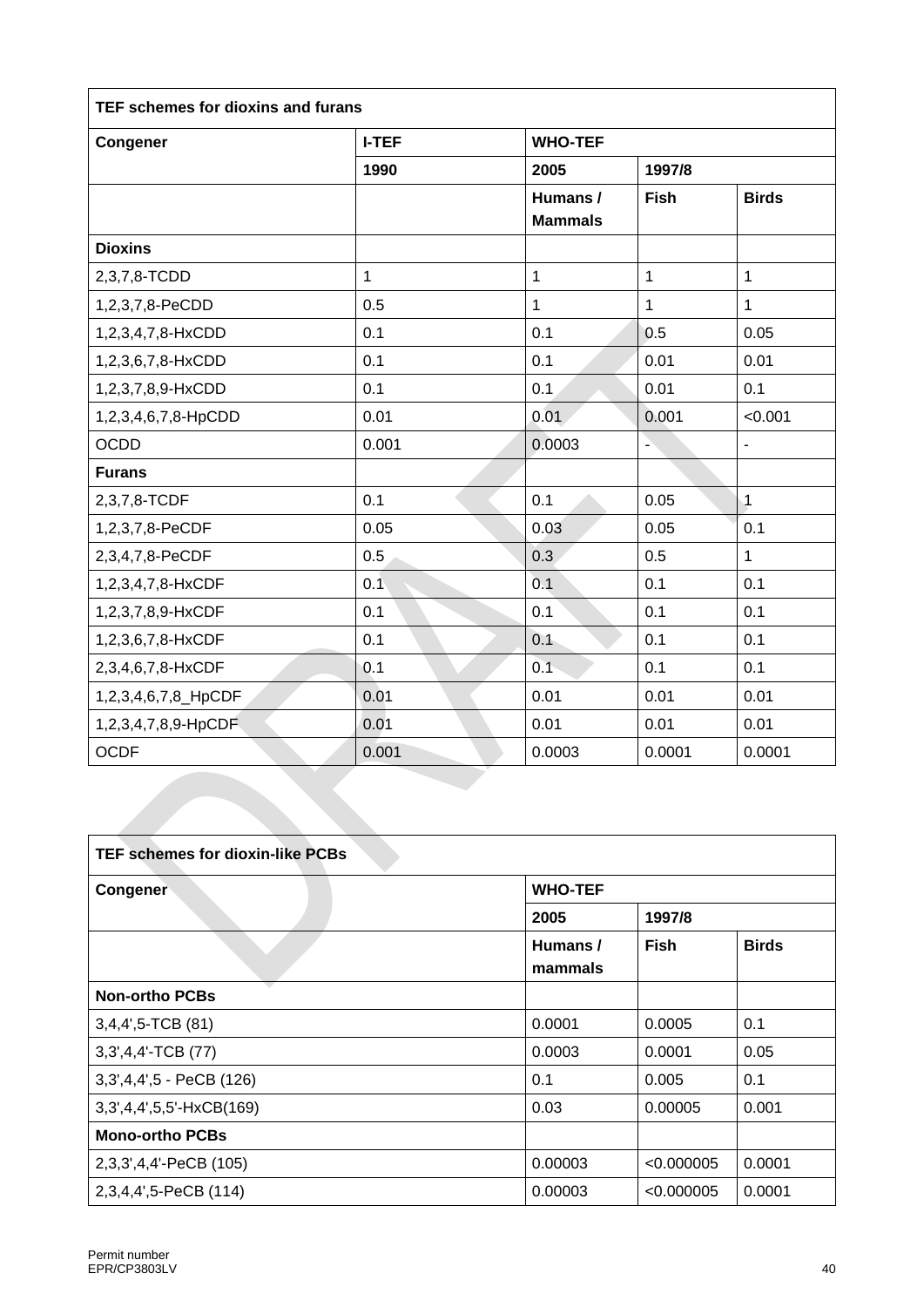| TEF schemes for dioxins and furans | | | | |
|---|---|---|---|---|
| **Congener** | **I-TEF** | **WHO-TEF** | | |
| | **1990** | **2005** | **1997/8** | |
| | | **Humans / Mammals** | **Fish** | **Birds** |
| **Dioxins** | | | | |
| 2,3,7,8-TCDD | 1 | 1 | 1 | 1 |
| 1,2,3,7,8-PeCDD | 0.5 | 1 | 1 | 1 |
| 1,2,3,4,7,8-HxCDD | 0.1 | 0.1 | 0.5 | 0.05 |
| 1,2,3,6,7,8-HxCDD | 0.1 | 0.1 | 0.01 | 0.01 |
| 1,2,3,7,8,9-HxCDD | 0.1 | 0.1 | 0.01 | 0.1 |
| 1,2,3,4,6,7,8-HpCDD | 0.01 | 0.01 | 0.001 | <0.001 |
| OCDD | 0.001 | 0.0003 | - | - |
| **Furans** | | | | |
| 2,3,7,8-TCDF | 0.1 | 0.1 | 0.05 | 1 |
| 1,2,3,7,8-PeCDF | 0.05 | 0.03 | 0.05 | 0.1 |
| 2,3,4,7,8-PeCDF | 0.5 | 0.3 | 0.5 | 1 |
| 1,2,3,4,7,8-HxCDF | 0.1 | 0.1 | 0.1 | 0.1 |
| 1,2,3,7,8,9-HxCDF | 0.1 | 0.1 | 0.1 | 0.1 |
| 1,2,3,6,7,8-HxCDF | 0.1 | 0.1 | 0.1 | 0.1 |
| 2,3,4,6,7,8-HxCDF | 0.1 | 0.1 | 0.1 | 0.1 |
| 1,2,3,4,6,7,8_HpCDF | 0.01 | 0.01 | 0.01 | 0.01 |
| 1,2,3,4,7,8,9-HpCDF | 0.01 | 0.01 | 0.01 | 0.01 |
| OCDF | 0.001 | 0.0003 | 0.0001 | 0.0001 |

| TEF schemes for dioxin-like PCBs | | | |
|---|---|---|---|
| **Congener** | **WHO-TEF** | | |
| | **2005** | **1997/8** | |
| | **Humans / mammals** | **Fish** | **Birds** |
| **Non-ortho PCBs** | | | |
| 3,4,4',5-TCB (81) | 0.0001 | 0.0005 | 0.1 |
| 3,3',4,4'-TCB (77) | 0.0003 | 0.0001 | 0.05 |
| 3,3',4,4',5 - PeCB (126) | 0.1 | 0.005 | 0.1 |
| 3,3',4,4',5,5'-HxCB(169) | 0.03 | 0.00005 | 0.001 |
| **Mono-ortho PCBs** | | | |
| 2,3,3',4,4'-PeCB (105) | 0.00003 | <0.000005 | 0.0001 |
| 2,3,4,4',5-PeCB (114) | 0.00003 | <0.000005 | 0.0001 |

Permit number
EPR/CP3803LV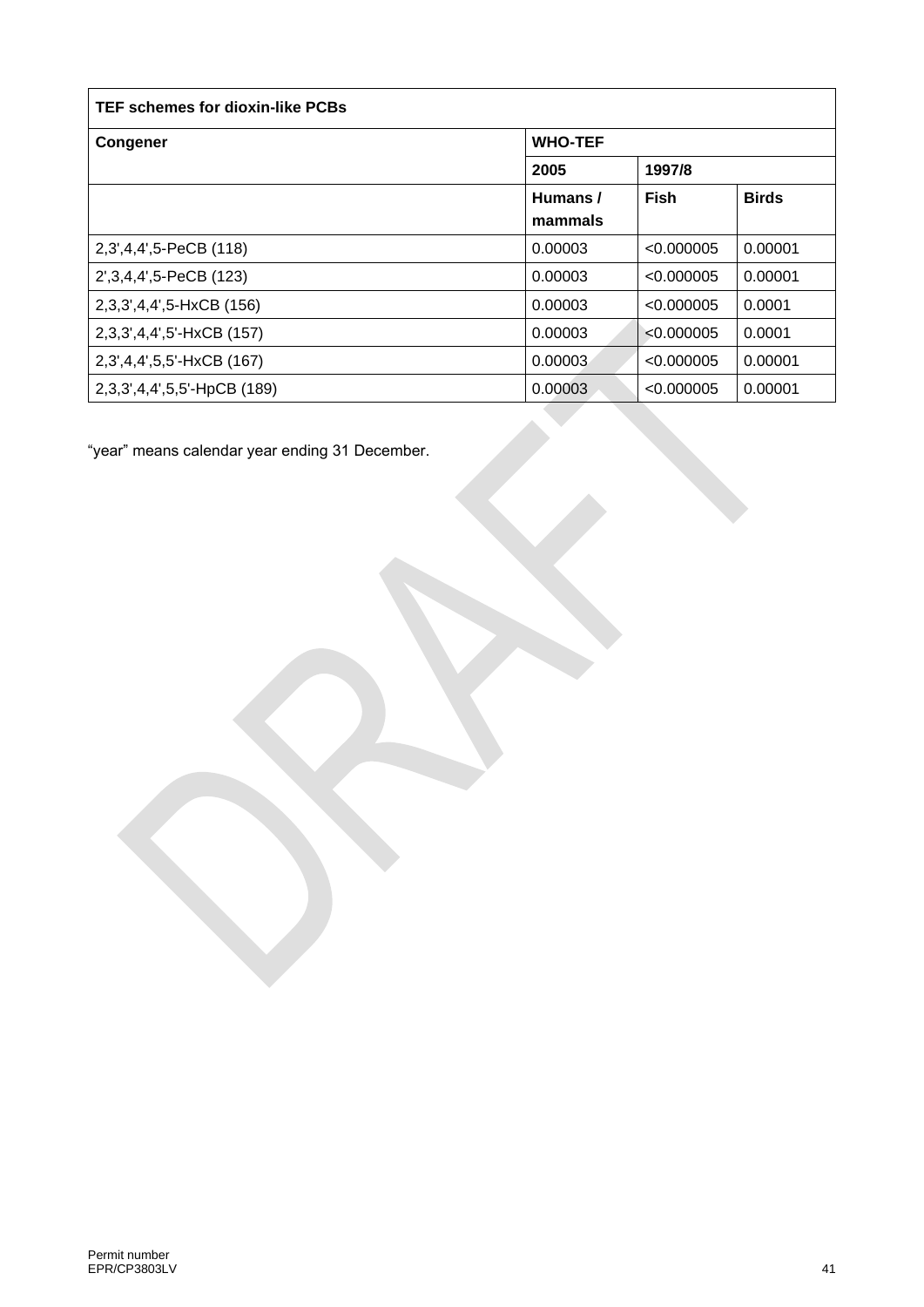| TEF schemes for dioxin-like PCBs | | | |
|---|---|---|---|
| **Congener** | **WHO-TEF** | | |
| | **2005** | **1997/8** | |
| | **Humans / mammals** | **Fish** | **Birds** |
| 2,3',4,4',5-PeCB (118) | 0.00003 | <0.000005 | 0.00001 |
| 2',3,4,4',5-PeCB (123) | 0.00003 | <0.000005 | 0.00001 |
| 2,3,3',4,4',5-HxCB (156) | 0.00003 | <0.000005 | 0.0001 |
| 2,3,3',4,4',5'-HxCB (157) | 0.00003 | <0.000005 | 0.0001 |
| 2,3',4,4',5,5'-HxCB (167) | 0.00003 | <0.000005 | 0.00001 |
| 2,3,3',4,4',5,5'-HpCB (189) | 0.00003 | <0.000005 | 0.00001 |

“year” means calendar year ending 31 December.

Permit number
EPR/CP3803LV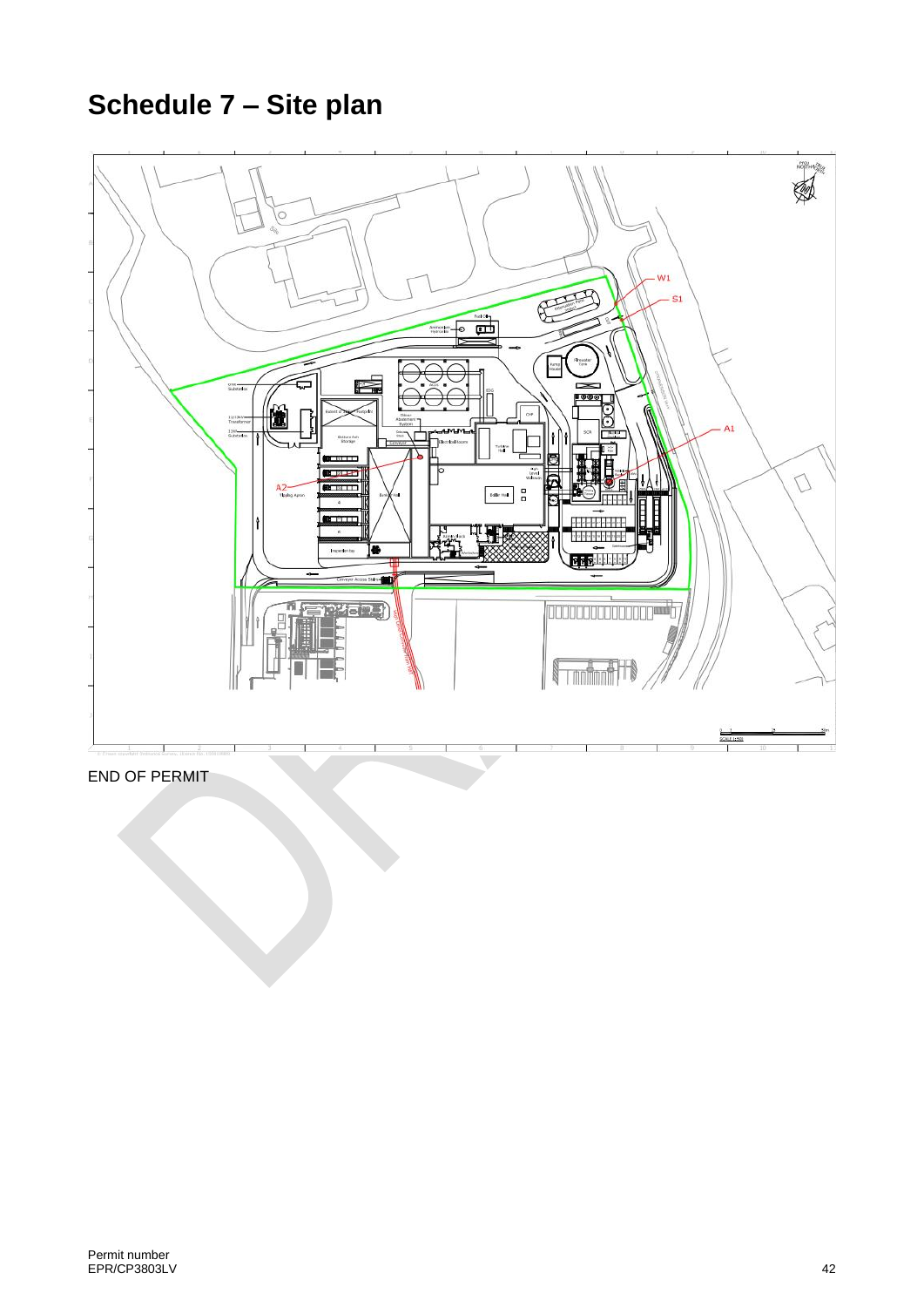# Schedule 7 – Site plan

W1

S1

A1

A2

END OF PERMIT